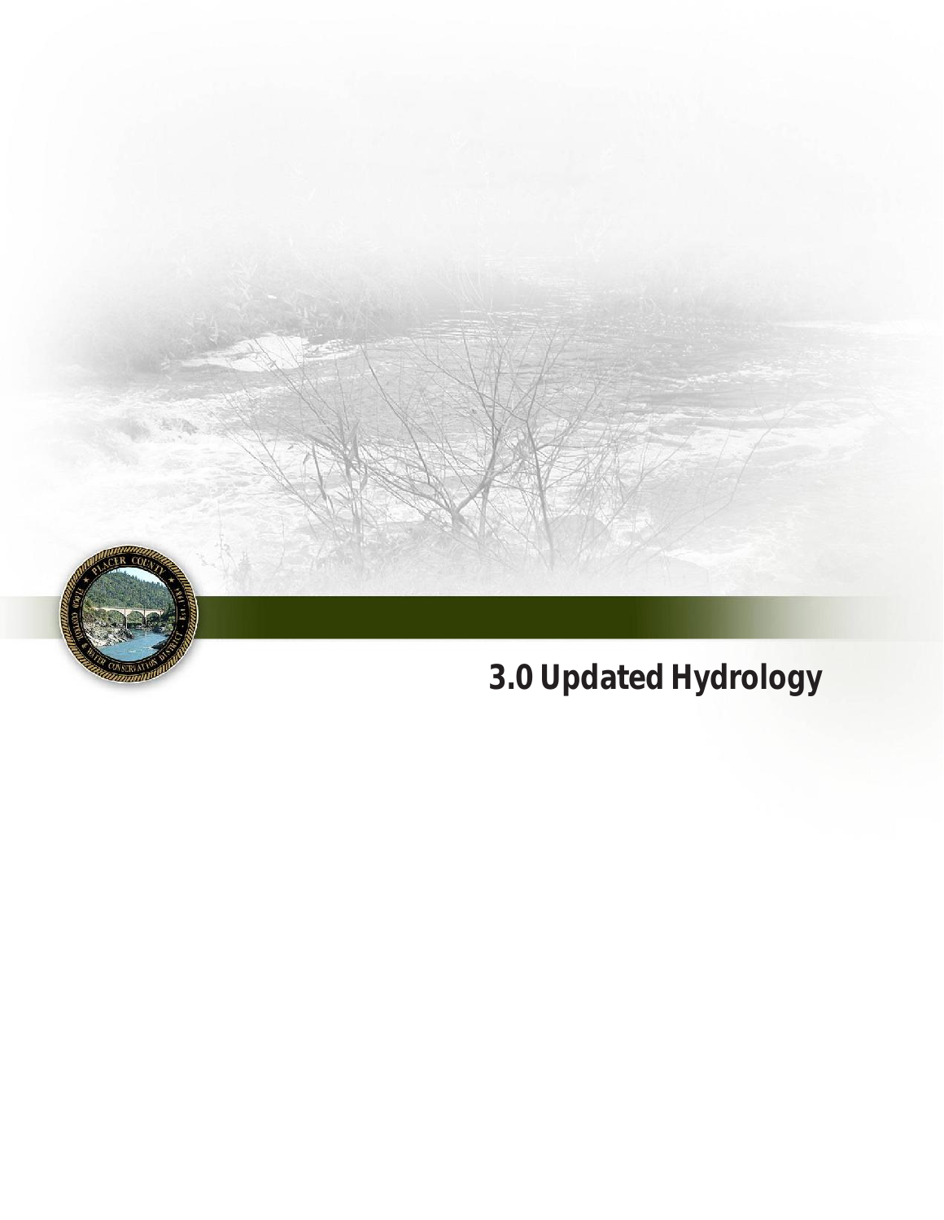# 3.0 Updated Hydrology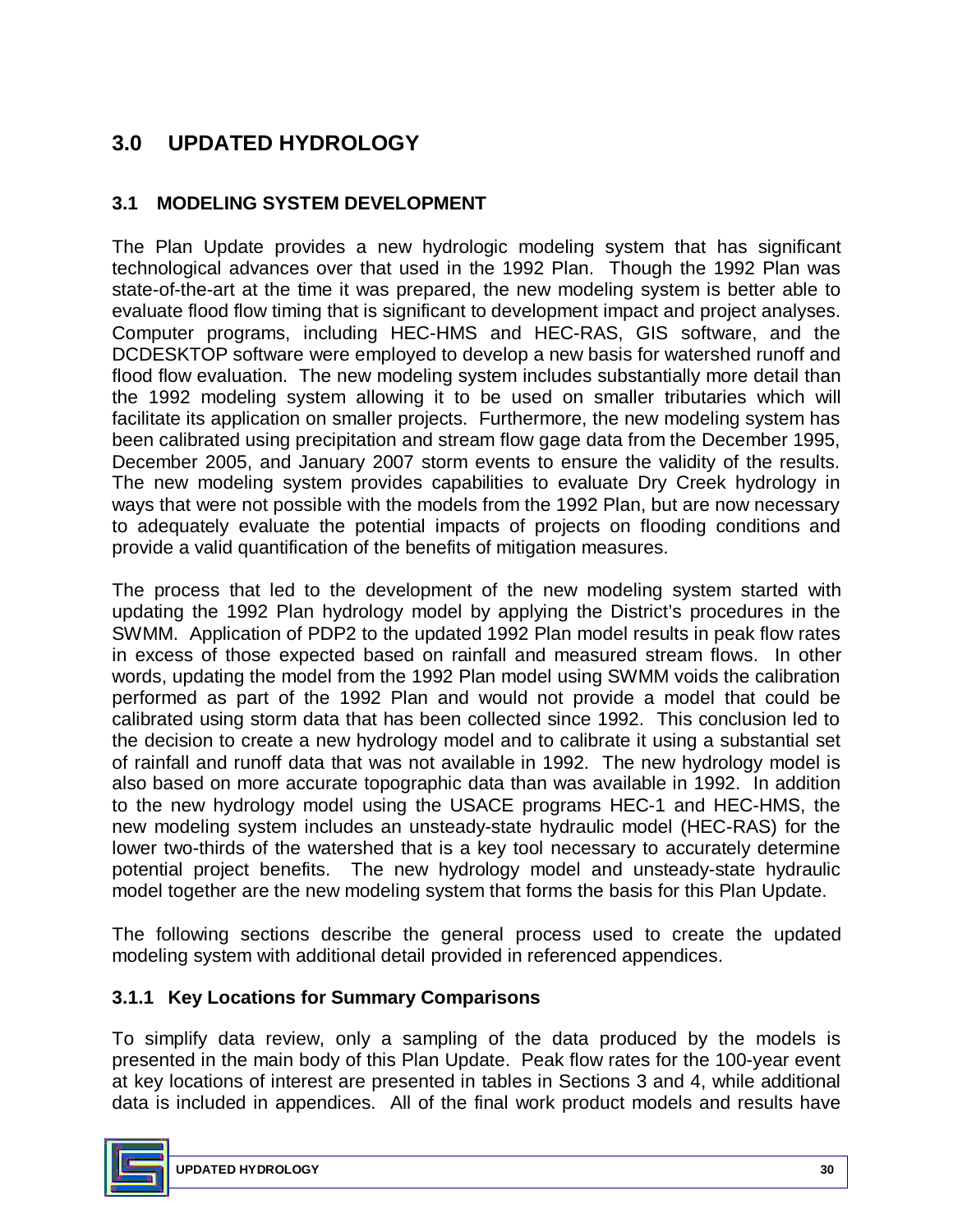# 3.0 UPDATED HYDROLOGY

## 3.1 MODELING SYSTEM DEVELOPMENT

The Plan Update provides a new hydrologic modeling system that has significant technological advances over that used in the 1992 Plan. Though the 1992 Plan was state-of-the-art at the time it was prepared, the new modeling system is better able to evaluate flood flow timing that is significant to development impact and project analyses. Computer programs, including HEC-HMS and HEC-RAS, GIS software, and the DCDESKTOP software were employed to develop a new basis for watershed runoff and flood flow evaluation. The new modeling system includes substantially more detail than the 1992 modeling system allowing it to be used on smaller tributaries which will facilitate its application on smaller projects. Furthermore, the new modeling system has been calibrated using precipitation and stream flow gage data from the December 1995, December 2005, and January 2007 storm events to ensure the validity of the results. The new modeling system provides capabilities to evaluate Dry Creek hydrology in ways that were not possible with the models from the 1992 Plan, but are now necessary to adequately evaluate the potential impacts of projects on flooding conditions and provide a valid quantification of the benefits of mitigation measures.

The process that led to the development of the new modeling system started with updating the 1992 Plan hydrology model by applying the District's procedures in the SWMM. Application of PDP2 to the updated 1992 Plan model results in peak flow rates in excess of those expected based on rainfall and measured stream flows. In other words, updating the model from the 1992 Plan model using SWMM voids the calibration performed as part of the 1992 Plan and would not provide a model that could be calibrated using storm data that has been collected since 1992. This conclusion led to the decision to create a new hydrology model and to calibrate it using a substantial set of rainfall and runoff data that was not available in 1992. The new hydrology model is also based on more accurate topographic data than was available in 1992. In addition to the new hydrology model using the USACE programs HEC-1 and HEC-HMS, the new modeling system includes an unsteady-state hydraulic model (HEC-RAS) for the lower two-thirds of the watershed that is a key tool necessary to accurately determine potential project benefits. The new hydrology model and unsteady-state hydraulic model together are the new modeling system that forms the basis for this Plan Update.

The following sections describe the general process used to create the updated modeling system with additional detail provided in referenced appendices.

### 3.1.1 Key Locations for Summary Comparisons

To simplify data review, only a sampling of the data produced by the models is presented in the main body of this Plan Update. Peak flow rates for the 100-year event at key locations of interest are presented in tables in Sections 3 and 4, while additional data is included in appendices. All of the final work product models and results have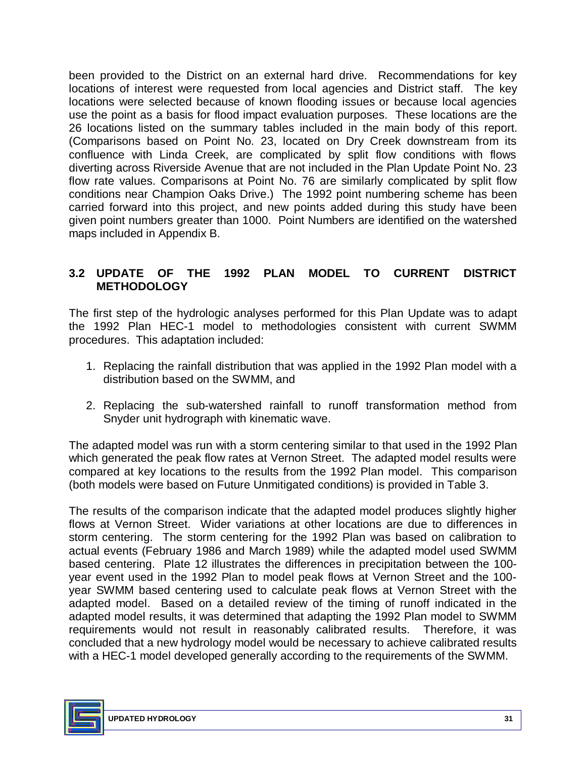been provided to the District on an external hard drive. Recommendations for key locations of interest were requested from local agencies and District staff. The key locations were selected because of known flooding issues or because local agencies use the point as a basis for flood impact evaluation purposes. These locations are the 26 locations listed on the summary tables included in the main body of this report. (Comparisons based on Point No. 23, located on Dry Creek downstream from its confluence with Linda Creek, are complicated by split flow conditions with flows diverting across Riverside Avenue that are not included in the Plan Update Point No. 23 flow rate values. Comparisons at Point No. 76 are similarly complicated by split flow conditions near Champion Oaks Drive.) The 1992 point numbering scheme has been carried forward into this project, and new points added during this study have been given point numbers greater than 1000. Point Numbers are identified on the watershed maps included in Appendix B.

## 3.2 UPDATE OF THE 1992 PLAN MODEL TO CURRENT DISTRICT METHODOLOGY

The first step of the hydrologic analyses performed for this Plan Update was to adapt the 1992 Plan HEC-1 model to methodologies consistent with current SWMM procedures. This adaptation included:

1. Replacing the rainfall distribution that was applied in the 1992 Plan model with a distribution based on the SWMM, and
2. Replacing the sub-watershed rainfall to runoff transformation method from Snyder unit hydrograph with kinematic wave.

The adapted model was run with a storm centering similar to that used in the 1992 Plan which generated the peak flow rates at Vernon Street. The adapted model results were compared at key locations to the results from the 1992 Plan model. This comparison (both models were based on Future Unmitigated conditions) is provided in Table 3.

The results of the comparison indicate that the adapted model produces slightly higher flows at Vernon Street. Wider variations at other locations are due to differences in storm centering. The storm centering for the 1992 Plan was based on calibration to actual events (February 1986 and March 1989) while the adapted model used SWMM based centering. Plate 12 illustrates the differences in precipitation between the 100-year event used in the 1992 Plan to model peak flows at Vernon Street and the 100-year SWMM based centering used to calculate peak flows at Vernon Street with the adapted model. Based on a detailed review of the timing of runoff indicated in the adapted model results, it was determined that adapting the 1992 Plan model to SWMM requirements would not result in reasonably calibrated results. Therefore, it was concluded that a new hydrology model would be necessary to achieve calibrated results with a HEC-1 model developed generally according to the requirements of the SWMM.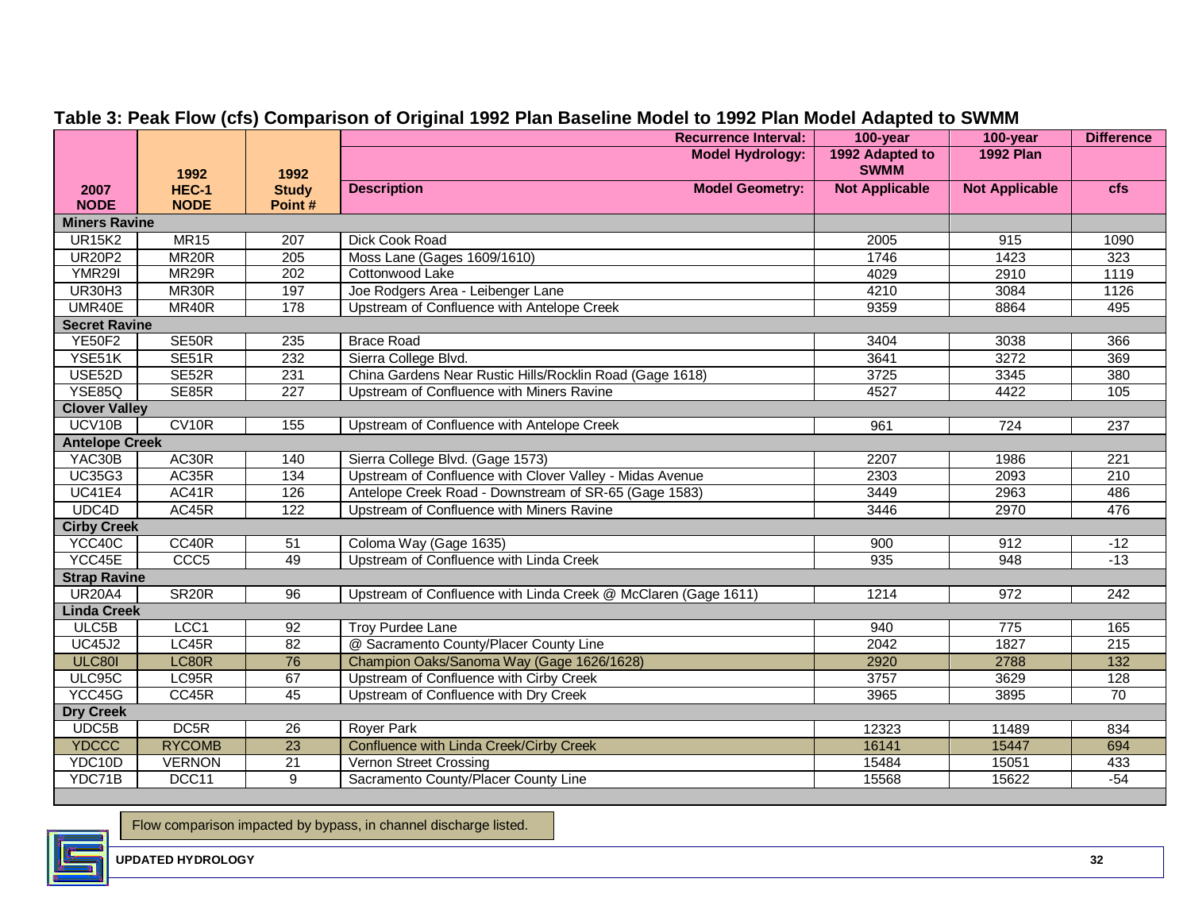## Table 3: Peak Flow (cfs) Comparison of Original 1992 Plan Baseline Model to 1992 Plan Model Adapted to SWMM

| 2007 NODE | 1992 HEC-1 NODE | 1992 Study Point # | Description | Recurrence Interval: 100-year / Model Hydrology: 1992 Adapted to SWMM / Model Geometry: Not Applicable | Recurrence Interval: 100-year / Model Hydrology: 1992 Plan / Model Geometry: Not Applicable | Difference cfs |
|---|---|---|---|---|---|---|
| **Miners Ravine** | | | | | | |
| UR15K2 | MR15 | 207 | Dick Cook Road | 2005 | 915 | 1090 |
| UR20P2 | MR20R | 205 | Moss Lane (Gages 1609/1610) | 1746 | 1423 | 323 |
| YMR29I | MR29R | 202 | Cottonwood Lake | 4029 | 2910 | 1119 |
| UR30H3 | MR30R | 197 | Joe Rodgers Area - Leibenger Lane | 4210 | 3084 | 1126 |
| UMR40E | MR40R | 178 | Upstream of Confluence with Antelope Creek | 9359 | 8864 | 495 |
| **Secret Ravine** | | | | | | |
| YE50F2 | SE50R | 235 | Brace Road | 3404 | 3038 | 366 |
| YSE51K | SE51R | 232 | Sierra College Blvd. | 3641 | 3272 | 369 |
| USE52D | SE52R | 231 | China Gardens Near Rustic Hills/Rocklin Road (Gage 1618) | 3725 | 3345 | 380 |
| YSE85Q | SE85R | 227 | Upstream of Confluence with Miners Ravine | 4527 | 4422 | 105 |
| **Clover Valley** | | | | | | |
| UCV10B | CV10R | 155 | Upstream of Confluence with Antelope Creek | 961 | 724 | 237 |
| **Antelope Creek** | | | | | | |
| YAC30B | AC30R | 140 | Sierra College Blvd. (Gage 1573) | 2207 | 1986 | 221 |
| UC35G3 | AC35R | 134 | Upstream of Confluence with Clover Valley - Midas Avenue | 2303 | 2093 | 210 |
| UC41E4 | AC41R | 126 | Antelope Creek Road - Downstream of SR-65 (Gage 1583) | 3449 | 2963 | 486 |
| UDC4D | AC45R | 122 | Upstream of Confluence with Miners Ravine | 3446 | 2970 | 476 |
| **Cirby Creek** | | | | | | |
| YCC40C | CC40R | 51 | Coloma Way (Gage 1635) | 900 | 912 | -12 |
| YCC45E | CCC5 | 49 | Upstream of Confluence with Linda Creek | 935 | 948 | -13 |
| **Strap Ravine** | | | | | | |
| UR20A4 | SR20R | 96 | Upstream of Confluence with Linda Creek @ McClaren (Gage 1611) | 1214 | 972 | 242 |
| **Linda Creek** | | | | | | |
| ULC5B | LCC1 | 92 | Troy Purdee Lane | 940 | 775 | 165 |
| UC45J2 | LC45R | 82 | @ Sacramento County/Placer County Line | 2042 | 1827 | 215 |
| ULC80I | LC80R | 76 | Champion Oaks/Sanoma Way (Gage 1626/1628) | 2920 | 2788 | 132 |
| ULC95C | LC95R | 67 | Upstream of Confluence with Cirby Creek | 3757 | 3629 | 128 |
| YCC45G | CC45R | 45 | Upstream of Confluence with Dry Creek | 3965 | 3895 | 70 |
| **Dry Creek** | | | | | | |
| UDC5B | DC5R | 26 | Royer Park | 12323 | 11489 | 834 |
| YDCCC | RYCOMB | 23 | Confluence with Linda Creek/Cirby Creek | 16141 | 15447 | 694 |
| YDC10D | VERNON | 21 | Vernon Street Crossing | 15484 | 15051 | 433 |
| YDC71B | DCC11 | 9 | Sacramento County/Placer County Line | 15568 | 15622 | -54 |

Flow comparison impacted by bypass, in channel discharge listed.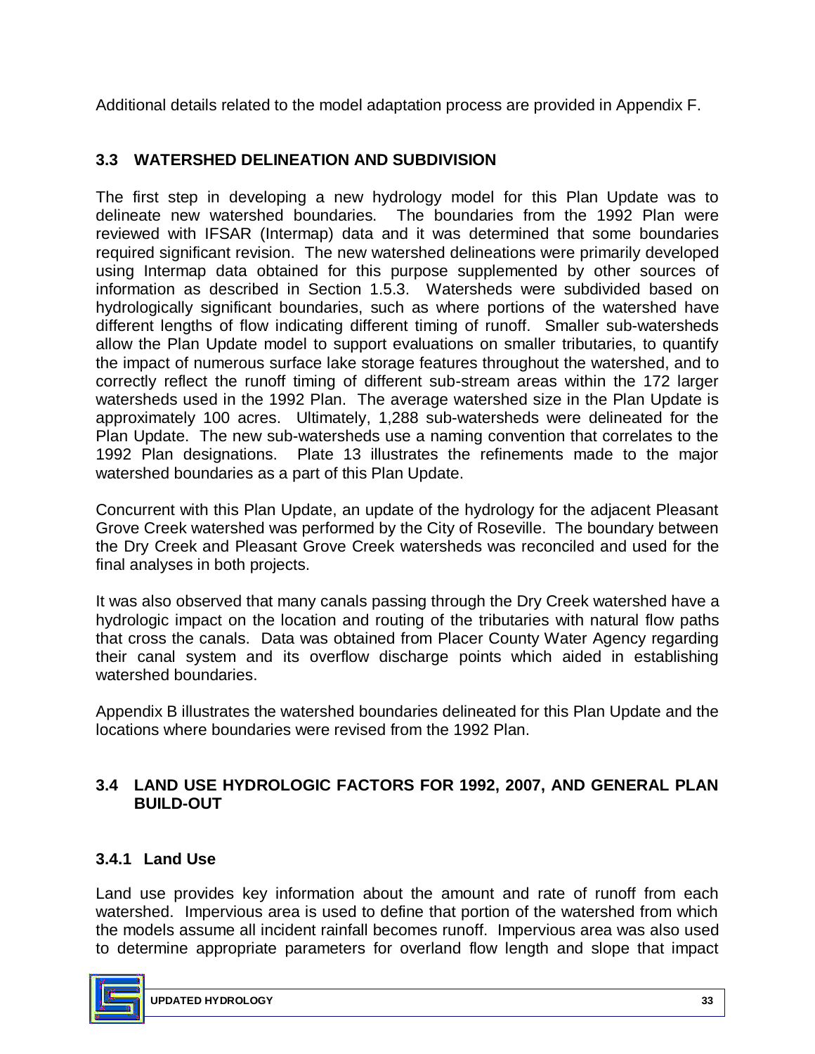Additional details related to the model adaptation process are provided in Appendix F.

## 3.3 WATERSHED DELINEATION AND SUBDIVISION

The first step in developing a new hydrology model for this Plan Update was to delineate new watershed boundaries. The boundaries from the 1992 Plan were reviewed with IFSAR (Intermap) data and it was determined that some boundaries required significant revision. The new watershed delineations were primarily developed using Intermap data obtained for this purpose supplemented by other sources of information as described in Section 1.5.3. Watersheds were subdivided based on hydrologically significant boundaries, such as where portions of the watershed have different lengths of flow indicating different timing of runoff. Smaller sub-watersheds allow the Plan Update model to support evaluations on smaller tributaries, to quantify the impact of numerous surface lake storage features throughout the watershed, and to correctly reflect the runoff timing of different sub-stream areas within the 172 larger watersheds used in the 1992 Plan. The average watershed size in the Plan Update is approximately 100 acres. Ultimately, 1,288 sub-watersheds were delineated for the Plan Update. The new sub-watersheds use a naming convention that correlates to the 1992 Plan designations. Plate 13 illustrates the refinements made to the major watershed boundaries as a part of this Plan Update.

Concurrent with this Plan Update, an update of the hydrology for the adjacent Pleasant Grove Creek watershed was performed by the City of Roseville. The boundary between the Dry Creek and Pleasant Grove Creek watersheds was reconciled and used for the final analyses in both projects.

It was also observed that many canals passing through the Dry Creek watershed have a hydrologic impact on the location and routing of the tributaries with natural flow paths that cross the canals. Data was obtained from Placer County Water Agency regarding their canal system and its overflow discharge points which aided in establishing watershed boundaries.

Appendix B illustrates the watershed boundaries delineated for this Plan Update and the locations where boundaries were revised from the 1992 Plan.

## 3.4 LAND USE HYDROLOGIC FACTORS FOR 1992, 2007, AND GENERAL PLAN BUILD-OUT

### 3.4.1 Land Use

Land use provides key information about the amount and rate of runoff from each watershed. Impervious area is used to define that portion of the watershed from which the models assume all incident rainfall becomes runoff. Impervious area was also used to determine appropriate parameters for overland flow length and slope that impact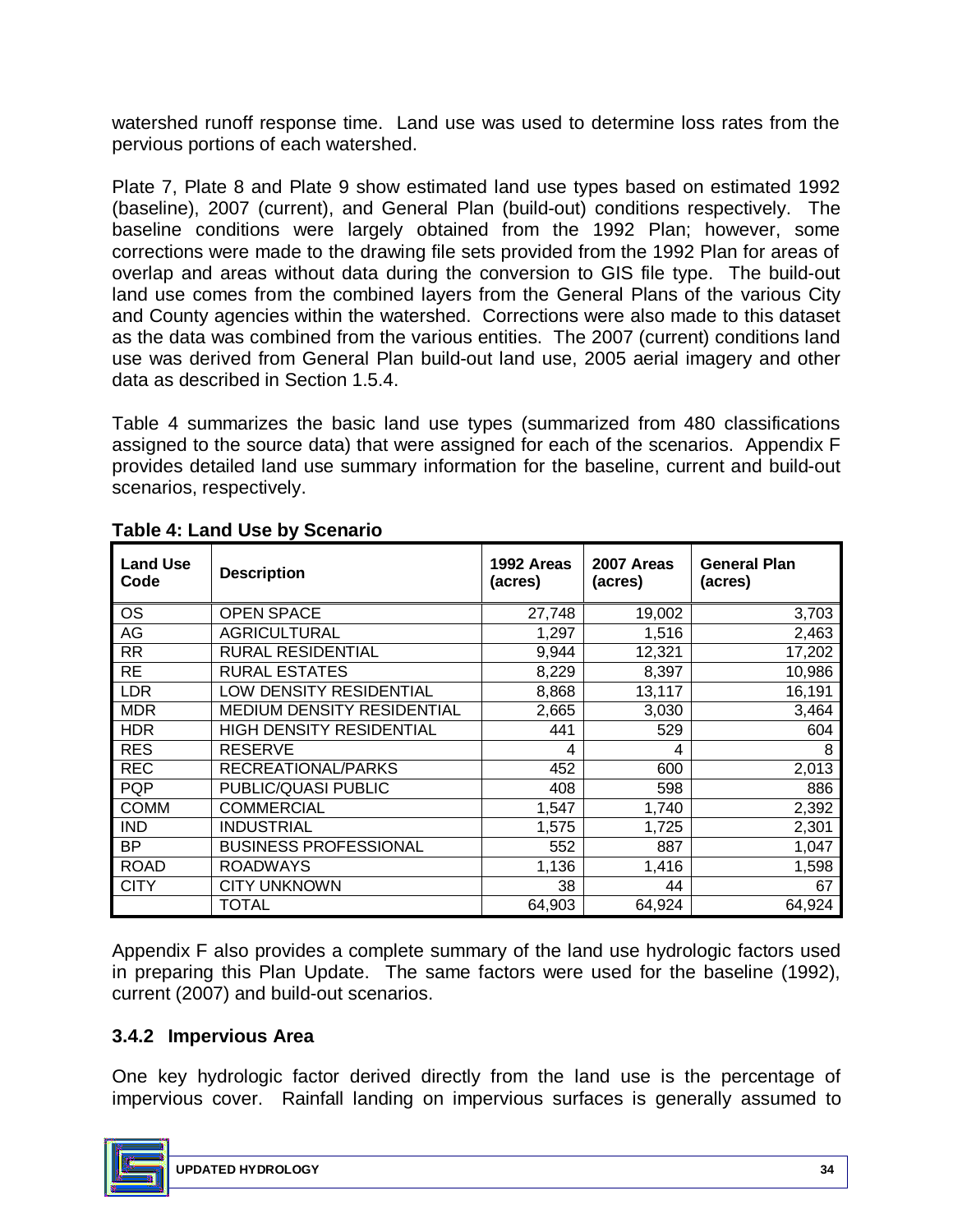watershed runoff response time. Land use was used to determine loss rates from the pervious portions of each watershed.

Plate 7, Plate 8 and Plate 9 show estimated land use types based on estimated 1992 (baseline), 2007 (current), and General Plan (build-out) conditions respectively. The baseline conditions were largely obtained from the 1992 Plan; however, some corrections were made to the drawing file sets provided from the 1992 Plan for areas of overlap and areas without data during the conversion to GIS file type. The build-out land use comes from the combined layers from the General Plans of the various City and County agencies within the watershed. Corrections were also made to this dataset as the data was combined from the various entities. The 2007 (current) conditions land use was derived from General Plan build-out land use, 2005 aerial imagery and other data as described in Section 1.5.4.

Table 4 summarizes the basic land use types (summarized from 480 classifications assigned to the source data) that were assigned for each of the scenarios. Appendix F provides detailed land use summary information for the baseline, current and build-out scenarios, respectively.

**Table 4: Land Use by Scenario**

| Land Use Code | Description | 1992 Areas (acres) | 2007 Areas (acres) | General Plan (acres) |
|---|---|---|---|---|
| OS | OPEN SPACE | 27,748 | 19,002 | 3,703 |
| AG | AGRICULTURAL | 1,297 | 1,516 | 2,463 |
| RR | RURAL RESIDENTIAL | 9,944 | 12,321 | 17,202 |
| RE | RURAL ESTATES | 8,229 | 8,397 | 10,986 |
| LDR | LOW DENSITY RESIDENTIAL | 8,868 | 13,117 | 16,191 |
| MDR | MEDIUM DENSITY RESIDENTIAL | 2,665 | 3,030 | 3,464 |
| HDR | HIGH DENSITY RESIDENTIAL | 441 | 529 | 604 |
| RES | RESERVE | 4 | 4 | 8 |
| REC | RECREATIONAL/PARKS | 452 | 600 | 2,013 |
| PQP | PUBLIC/QUASI PUBLIC | 408 | 598 | 886 |
| COMM | COMMERCIAL | 1,547 | 1,740 | 2,392 |
| IND | INDUSTRIAL | 1,575 | 1,725 | 2,301 |
| BP | BUSINESS PROFESSIONAL | 552 | 887 | 1,047 |
| ROAD | ROADWAYS | 1,136 | 1,416 | 1,598 |
| CITY | CITY UNKNOWN | 38 | 44 | 67 |
| | TOTAL | 64,903 | 64,924 | 64,924 |

Appendix F also provides a complete summary of the land use hydrologic factors used in preparing this Plan Update. The same factors were used for the baseline (1992), current (2007) and build-out scenarios.

### 3.4.2 Impervious Area

One key hydrologic factor derived directly from the land use is the percentage of impervious cover. Rainfall landing on impervious surfaces is generally assumed to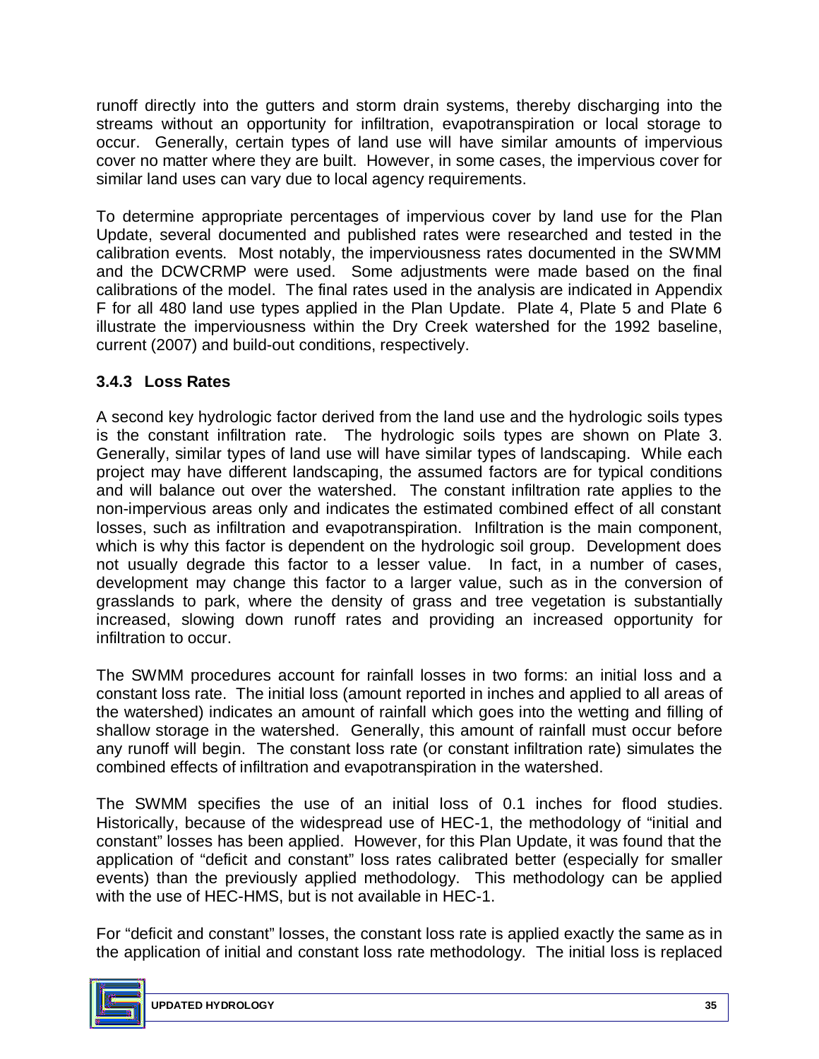runoff directly into the gutters and storm drain systems, thereby discharging into the streams without an opportunity for infiltration, evapotranspiration or local storage to occur. Generally, certain types of land use will have similar amounts of impervious cover no matter where they are built. However, in some cases, the impervious cover for similar land uses can vary due to local agency requirements.

To determine appropriate percentages of impervious cover by land use for the Plan Update, several documented and published rates were researched and tested in the calibration events. Most notably, the imperviousness rates documented in the SWMM and the DCWCRMP were used. Some adjustments were made based on the final calibrations of the model. The final rates used in the analysis are indicated in Appendix F for all 480 land use types applied in the Plan Update. Plate 4, Plate 5 and Plate 6 illustrate the imperviousness within the Dry Creek watershed for the 1992 baseline, current (2007) and build-out conditions, respectively.

### 3.4.3 Loss Rates

A second key hydrologic factor derived from the land use and the hydrologic soils types is the constant infiltration rate. The hydrologic soils types are shown on Plate 3. Generally, similar types of land use will have similar types of landscaping. While each project may have different landscaping, the assumed factors are for typical conditions and will balance out over the watershed. The constant infiltration rate applies to the non-impervious areas only and indicates the estimated combined effect of all constant losses, such as infiltration and evapotranspiration. Infiltration is the main component, which is why this factor is dependent on the hydrologic soil group. Development does not usually degrade this factor to a lesser value. In fact, in a number of cases, development may change this factor to a larger value, such as in the conversion of grasslands to park, where the density of grass and tree vegetation is substantially increased, slowing down runoff rates and providing an increased opportunity for infiltration to occur.

The SWMM procedures account for rainfall losses in two forms: an initial loss and a constant loss rate. The initial loss (amount reported in inches and applied to all areas of the watershed) indicates an amount of rainfall which goes into the wetting and filling of shallow storage in the watershed. Generally, this amount of rainfall must occur before any runoff will begin. The constant loss rate (or constant infiltration rate) simulates the combined effects of infiltration and evapotranspiration in the watershed.

The SWMM specifies the use of an initial loss of 0.1 inches for flood studies. Historically, because of the widespread use of HEC-1, the methodology of "initial and constant" losses has been applied. However, for this Plan Update, it was found that the application of "deficit and constant" loss rates calibrated better (especially for smaller events) than the previously applied methodology. This methodology can be applied with the use of HEC-HMS, but is not available in HEC-1.

For "deficit and constant" losses, the constant loss rate is applied exactly the same as in the application of initial and constant loss rate methodology. The initial loss is replaced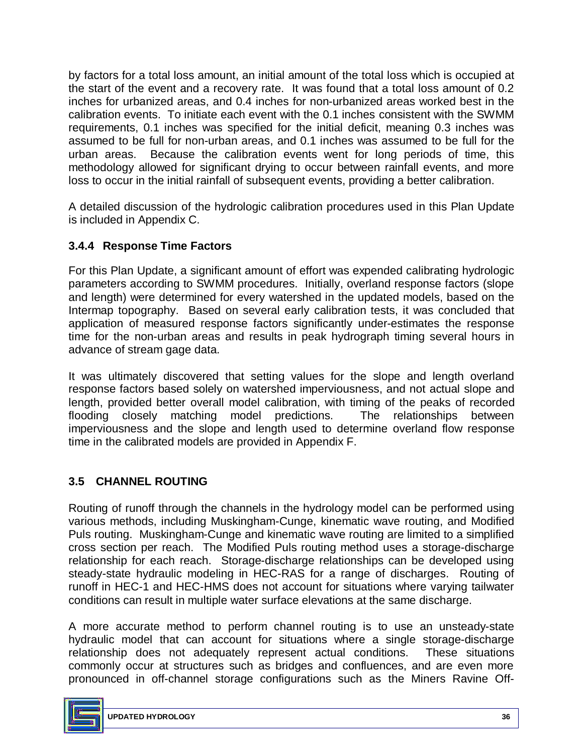by factors for a total loss amount, an initial amount of the total loss which is occupied at the start of the event and a recovery rate. It was found that a total loss amount of 0.2 inches for urbanized areas, and 0.4 inches for non-urbanized areas worked best in the calibration events. To initiate each event with the 0.1 inches consistent with the SWMM requirements, 0.1 inches was specified for the initial deficit, meaning 0.3 inches was assumed to be full for non-urban areas, and 0.1 inches was assumed to be full for the urban areas. Because the calibration events went for long periods of time, this methodology allowed for significant drying to occur between rainfall events, and more loss to occur in the initial rainfall of subsequent events, providing a better calibration.

A detailed discussion of the hydrologic calibration procedures used in this Plan Update is included in Appendix C.

### 3.4.4 Response Time Factors

For this Plan Update, a significant amount of effort was expended calibrating hydrologic parameters according to SWMM procedures. Initially, overland response factors (slope and length) were determined for every watershed in the updated models, based on the Intermap topography. Based on several early calibration tests, it was concluded that application of measured response factors significantly under-estimates the response time for the non-urban areas and results in peak hydrograph timing several hours in advance of stream gage data.

It was ultimately discovered that setting values for the slope and length overland response factors based solely on watershed imperviousness, and not actual slope and length, provided better overall model calibration, with timing of the peaks of recorded flooding closely matching model predictions. The relationships between imperviousness and the slope and length used to determine overland flow response time in the calibrated models are provided in Appendix F.

## 3.5 CHANNEL ROUTING

Routing of runoff through the channels in the hydrology model can be performed using various methods, including Muskingham-Cunge, kinematic wave routing, and Modified Puls routing. Muskingham-Cunge and kinematic wave routing are limited to a simplified cross section per reach. The Modified Puls routing method uses a storage-discharge relationship for each reach. Storage-discharge relationships can be developed using steady-state hydraulic modeling in HEC-RAS for a range of discharges. Routing of runoff in HEC-1 and HEC-HMS does not account for situations where varying tailwater conditions can result in multiple water surface elevations at the same discharge.

A more accurate method to perform channel routing is to use an unsteady-state hydraulic model that can account for situations where a single storage-discharge relationship does not adequately represent actual conditions. These situations commonly occur at structures such as bridges and confluences, and are even more pronounced in off-channel storage configurations such as the Miners Ravine Off-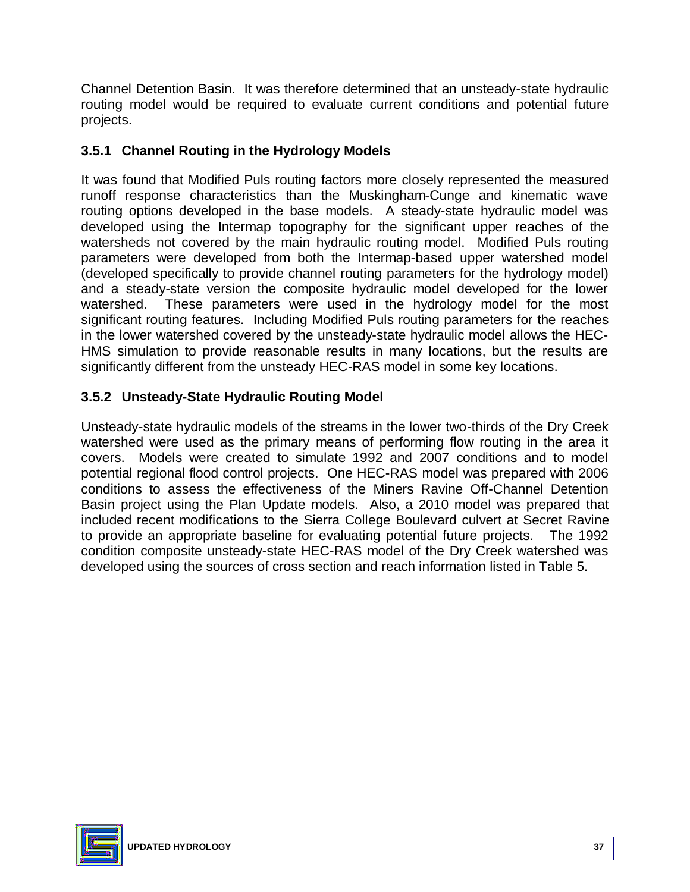Channel Detention Basin. It was therefore determined that an unsteady-state hydraulic routing model would be required to evaluate current conditions and potential future projects.

### 3.5.1 Channel Routing in the Hydrology Models

It was found that Modified Puls routing factors more closely represented the measured runoff response characteristics than the Muskingham-Cunge and kinematic wave routing options developed in the base models. A steady-state hydraulic model was developed using the Intermap topography for the significant upper reaches of the watersheds not covered by the main hydraulic routing model. Modified Puls routing parameters were developed from both the Intermap-based upper watershed model (developed specifically to provide channel routing parameters for the hydrology model) and a steady-state version the composite hydraulic model developed for the lower watershed. These parameters were used in the hydrology model for the most significant routing features. Including Modified Puls routing parameters for the reaches in the lower watershed covered by the unsteady-state hydraulic model allows the HEC-HMS simulation to provide reasonable results in many locations, but the results are significantly different from the unsteady HEC-RAS model in some key locations.

### 3.5.2 Unsteady-State Hydraulic Routing Model

Unsteady-state hydraulic models of the streams in the lower two-thirds of the Dry Creek watershed were used as the primary means of performing flow routing in the area it covers. Models were created to simulate 1992 and 2007 conditions and to model potential regional flood control projects. One HEC-RAS model was prepared with 2006 conditions to assess the effectiveness of the Miners Ravine Off-Channel Detention Basin project using the Plan Update models. Also, a 2010 model was prepared that included recent modifications to the Sierra College Boulevard culvert at Secret Ravine to provide an appropriate baseline for evaluating potential future projects. The 1992 condition composite unsteady-state HEC-RAS model of the Dry Creek watershed was developed using the sources of cross section and reach information listed in Table 5.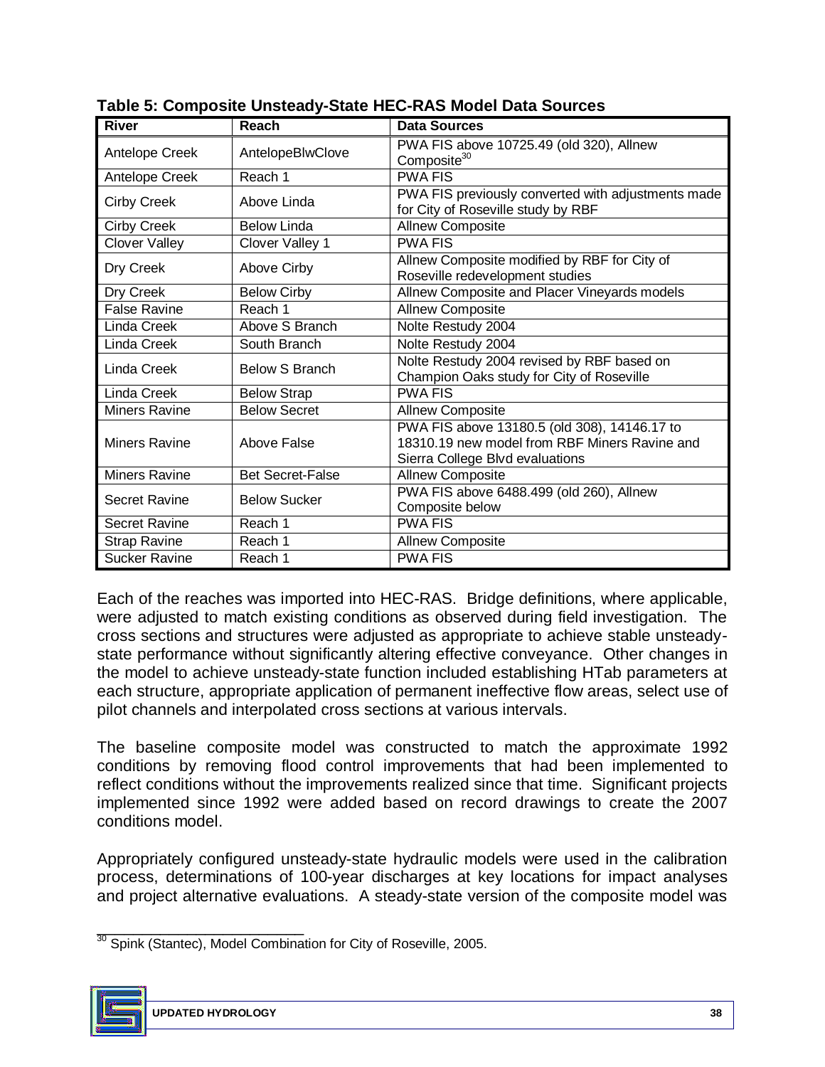**Table 5: Composite Unsteady-State HEC-RAS Model Data Sources**

| River | Reach | Data Sources |
|---|---|---|
| Antelope Creek | AntelopeBlwClove | PWA FIS above 10725.49 (old 320), Allnew Composite[30] |
| Antelope Creek | Reach 1 | PWA FIS |
| Cirby Creek | Above Linda | PWA FIS previously converted with adjustments made for City of Roseville study by RBF |
| Cirby Creek | Below Linda | Allnew Composite |
| Clover Valley | Clover Valley 1 | PWA FIS |
| Dry Creek | Above Cirby | Allnew Composite modified by RBF for City of Roseville redevelopment studies |
| Dry Creek | Below Cirby | Allnew Composite and Placer Vineyards models |
| False Ravine | Reach 1 | Allnew Composite |
| Linda Creek | Above S Branch | Nolte Restudy 2004 |
| Linda Creek | South Branch | Nolte Restudy 2004 |
| Linda Creek | Below S Branch | Nolte Restudy 2004 revised by RBF based on Champion Oaks study for City of Roseville |
| Linda Creek | Below Strap | PWA FIS |
| Miners Ravine | Below Secret | Allnew Composite |
| Miners Ravine | Above False | PWA FIS above 13180.5 (old 308), 14146.17 to 18310.19 new model from RBF Miners Ravine and Sierra College Blvd evaluations |
| Miners Ravine | Bet Secret-False | Allnew Composite |
| Secret Ravine | Below Sucker | PWA FIS above 6488.499 (old 260), Allnew Composite below |
| Secret Ravine | Reach 1 | PWA FIS |
| Strap Ravine | Reach 1 | Allnew Composite |
| Sucker Ravine | Reach 1 | PWA FIS |

Each of the reaches was imported into HEC-RAS. Bridge definitions, where applicable, were adjusted to match existing conditions as observed during field investigation. The cross sections and structures were adjusted as appropriate to achieve stable unsteady-state performance without significantly altering effective conveyance. Other changes in the model to achieve unsteady-state function included establishing HTab parameters at each structure, appropriate application of permanent ineffective flow areas, select use of pilot channels and interpolated cross sections at various intervals.

The baseline composite model was constructed to match the approximate 1992 conditions by removing flood control improvements that had been implemented to reflect conditions without the improvements realized since that time. Significant projects implemented since 1992 were added based on record drawings to create the 2007 conditions model.

Appropriately configured unsteady-state hydraulic models were used in the calibration process, determinations of 100-year discharges at key locations for impact analyses and project alternative evaluations. A steady-state version of the composite model was

[30] Spink (Stantec), Model Combination for City of Roseville, 2005.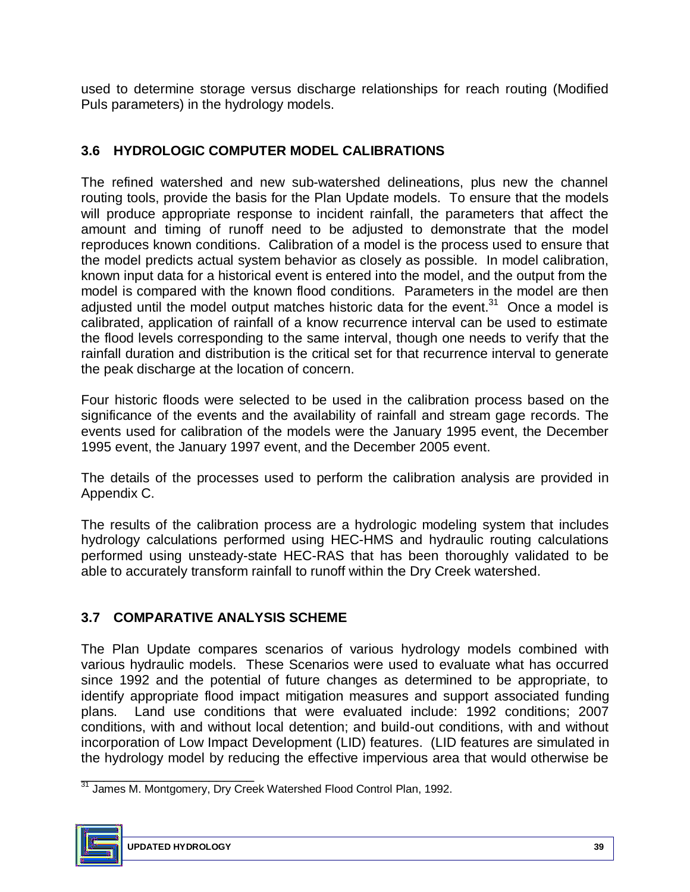used to determine storage versus discharge relationships for reach routing (Modified Puls parameters) in the hydrology models.

### 3.6 HYDROLOGIC COMPUTER MODEL CALIBRATIONS

The refined watershed and new sub-watershed delineations, plus new the channel routing tools, provide the basis for the Plan Update models. To ensure that the models will produce appropriate response to incident rainfall, the parameters that affect the amount and timing of runoff need to be adjusted to demonstrate that the model reproduces known conditions. Calibration of a model is the process used to ensure that the model predicts actual system behavior as closely as possible. In model calibration, known input data for a historical event is entered into the model, and the output from the model is compared with the known flood conditions. Parameters in the model are then adjusted until the model output matches historic data for the event.[31] Once a model is calibrated, application of rainfall of a know recurrence interval can be used to estimate the flood levels corresponding to the same interval, though one needs to verify that the rainfall duration and distribution is the critical set for that recurrence interval to generate the peak discharge at the location of concern.

Four historic floods were selected to be used in the calibration process based on the significance of the events and the availability of rainfall and stream gage records. The events used for calibration of the models were the January 1995 event, the December 1995 event, the January 1997 event, and the December 2005 event.

The details of the processes used to perform the calibration analysis are provided in Appendix C.

The results of the calibration process are a hydrologic modeling system that includes hydrology calculations performed using HEC-HMS and hydraulic routing calculations performed using unsteady-state HEC-RAS that has been thoroughly validated to be able to accurately transform rainfall to runoff within the Dry Creek watershed.

### 3.7 COMPARATIVE ANALYSIS SCHEME

The Plan Update compares scenarios of various hydrology models combined with various hydraulic models. These Scenarios were used to evaluate what has occurred since 1992 and the potential of future changes as determined to be appropriate, to identify appropriate flood impact mitigation measures and support associated funding plans. Land use conditions that were evaluated include: 1992 conditions; 2007 conditions, with and without local detention; and build-out conditions, with and without incorporation of Low Impact Development (LID) features. (LID features are simulated in the hydrology model by reducing the effective impervious area that would otherwise be

[31] James M. Montgomery, Dry Creek Watershed Flood Control Plan, 1992.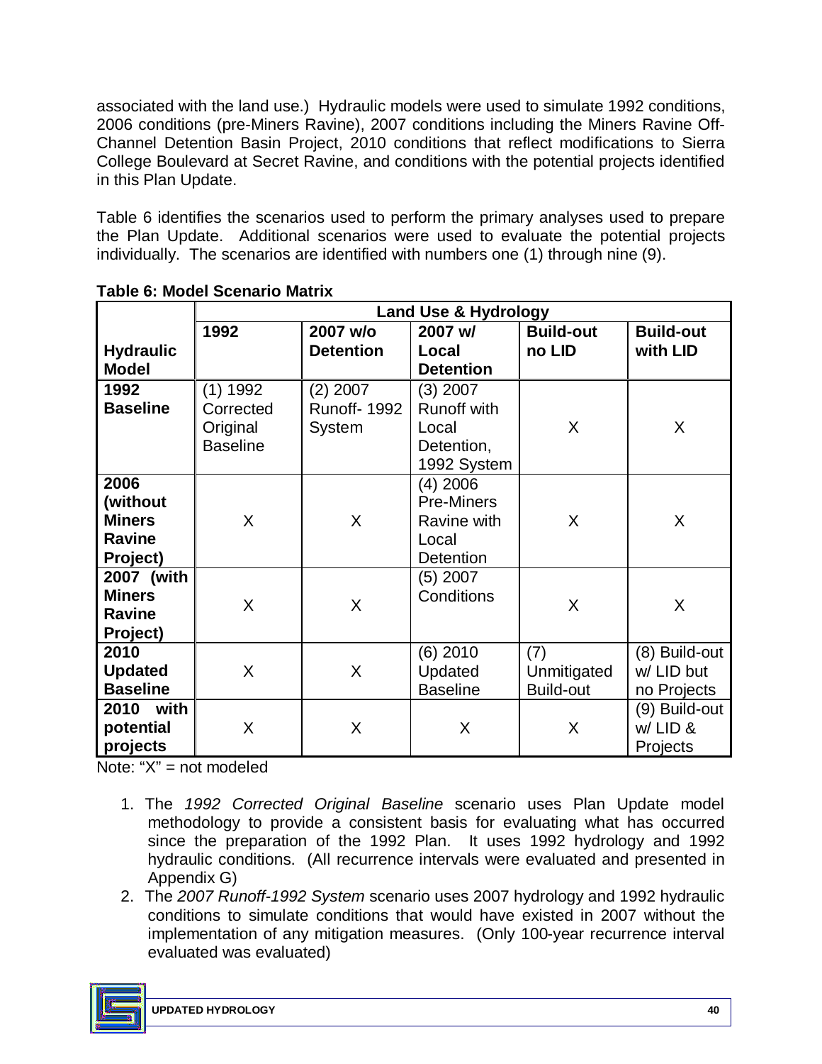associated with the land use.) Hydraulic models were used to simulate 1992 conditions, 2006 conditions (pre-Miners Ravine), 2007 conditions including the Miners Ravine Off-Channel Detention Basin Project, 2010 conditions that reflect modifications to Sierra College Boulevard at Secret Ravine, and conditions with the potential projects identified in this Plan Update.

Table 6 identifies the scenarios used to perform the primary analyses used to prepare the Plan Update. Additional scenarios were used to evaluate the potential projects individually. The scenarios are identified with numbers one (1) through nine (9).

**Table 6: Model Scenario Matrix**

| | Land Use & Hydrology | | | | |
|---|---|---|---|---|---|
| **Hydraulic Model** | **1992** | **2007 w/o Detention** | **2007 w/ Local Detention** | **Build-out no LID** | **Build-out with LID** |
| **1992 Baseline** | (1) 1992 Corrected Original Baseline | (2) 2007 Runoff- 1992 System | (3) 2007 Runoff with Local Detention, 1992 System | X | X |
| **2006 (without Miners Ravine Project)** | X | X | (4) 2006 Pre-Miners Ravine with Local Detention | X | X |
| **2007 (with Miners Ravine Project)** | X | X | (5) 2007 Conditions | X | X |
| **2010 Updated Baseline** | X | X | (6) 2010 Updated Baseline | (7) Unmitigated Build-out | (8) Build-out w/ LID but no Projects |
| **2010 with potential projects** | X | X | X | X | (9) Build-out w/ LID & Projects |

Note: "X" = not modeled

1. The *1992 Corrected Original Baseline* scenario uses Plan Update model methodology to provide a consistent basis for evaluating what has occurred since the preparation of the 1992 Plan. It uses 1992 hydrology and 1992 hydraulic conditions. (All recurrence intervals were evaluated and presented in Appendix G)
2. The *2007 Runoff-1992 System* scenario uses 2007 hydrology and 1992 hydraulic conditions to simulate conditions that would have existed in 2007 without the implementation of any mitigation measures. (Only 100-year recurrence interval evaluated was evaluated)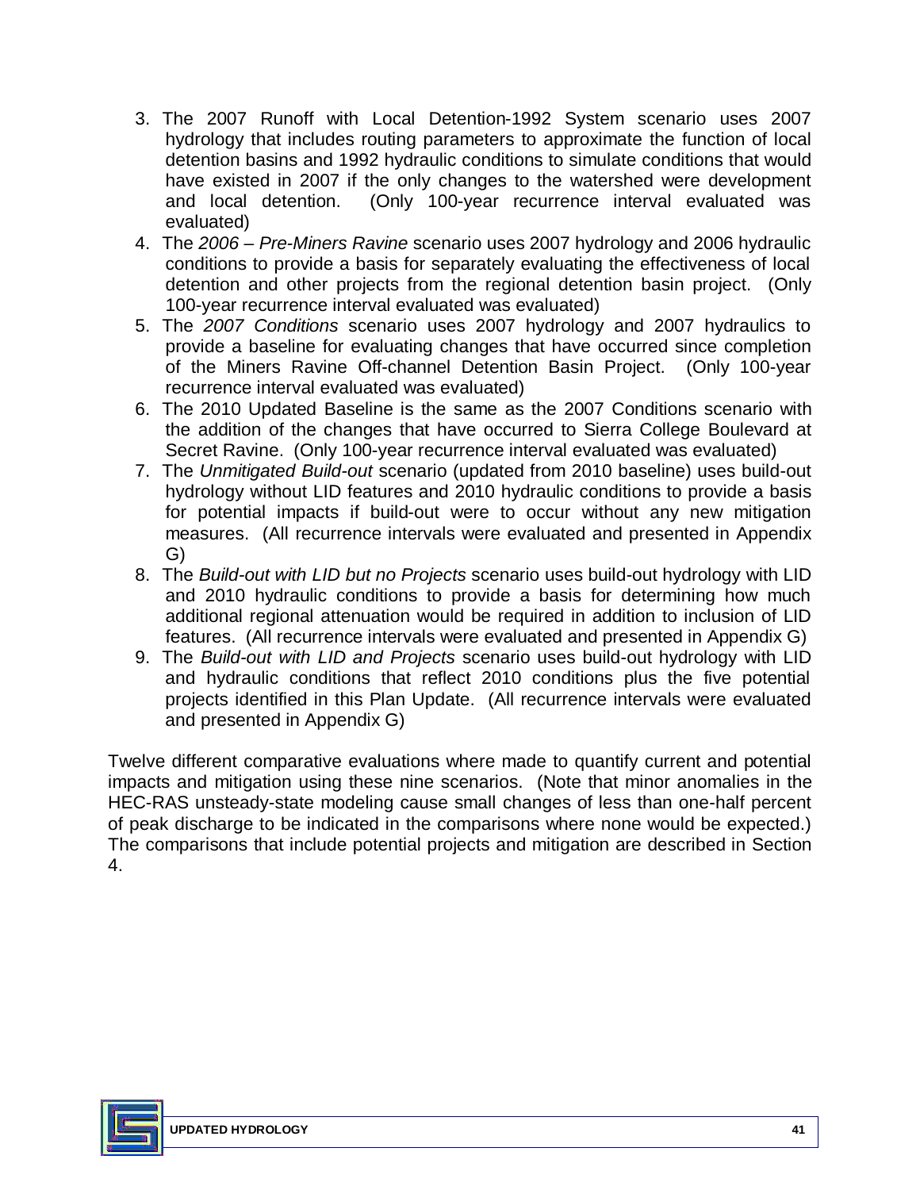3. The 2007 Runoff with Local Detention-1992 System scenario uses 2007 hydrology that includes routing parameters to approximate the function of local detention basins and 1992 hydraulic conditions to simulate conditions that would have existed in 2007 if the only changes to the watershed were development and local detention. (Only 100-year recurrence interval evaluated was evaluated)
4. The *2006 – Pre-Miners Ravine* scenario uses 2007 hydrology and 2006 hydraulic conditions to provide a basis for separately evaluating the effectiveness of local detention and other projects from the regional detention basin project. (Only 100-year recurrence interval evaluated was evaluated)
5. The *2007 Conditions* scenario uses 2007 hydrology and 2007 hydraulics to provide a baseline for evaluating changes that have occurred since completion of the Miners Ravine Off-channel Detention Basin Project. (Only 100-year recurrence interval evaluated was evaluated)
6. The 2010 Updated Baseline is the same as the 2007 Conditions scenario with the addition of the changes that have occurred to Sierra College Boulevard at Secret Ravine. (Only 100-year recurrence interval evaluated was evaluated)
7. The *Unmitigated Build-out* scenario (updated from 2010 baseline) uses build-out hydrology without LID features and 2010 hydraulic conditions to provide a basis for potential impacts if build-out were to occur without any new mitigation measures. (All recurrence intervals were evaluated and presented in Appendix G)
8. The *Build-out with LID but no Projects* scenario uses build-out hydrology with LID and 2010 hydraulic conditions to provide a basis for determining how much additional regional attenuation would be required in addition to inclusion of LID features. (All recurrence intervals were evaluated and presented in Appendix G)
9. The *Build-out with LID and Projects* scenario uses build-out hydrology with LID and hydraulic conditions that reflect 2010 conditions plus the five potential projects identified in this Plan Update. (All recurrence intervals were evaluated and presented in Appendix G)

Twelve different comparative evaluations where made to quantify current and potential impacts and mitigation using these nine scenarios. (Note that minor anomalies in the HEC-RAS unsteady-state modeling cause small changes of less than one-half percent of peak discharge to be indicated in the comparisons where none would be expected.) The comparisons that include potential projects and mitigation are described in Section 4.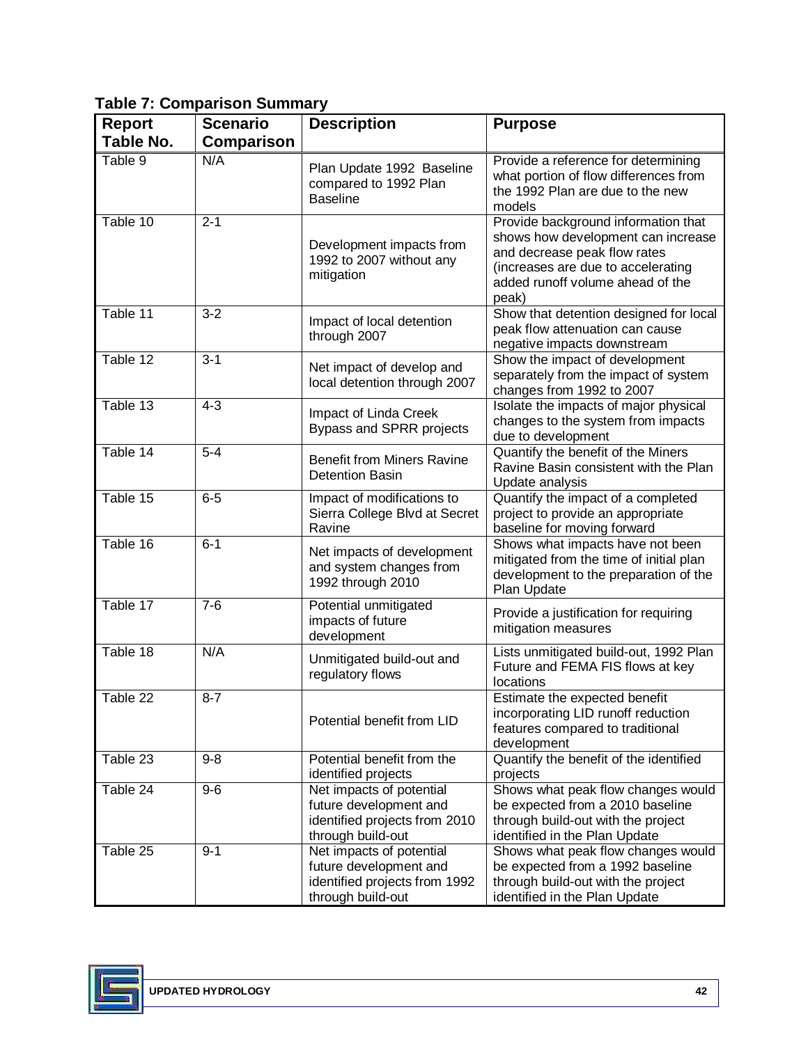**Table 7: Comparison Summary**

| Report Table No. | Scenario Comparison | Description | Purpose |
|---|---|---|---|
| Table 9 | N/A | Plan Update 1992 Baseline compared to 1992 Plan Baseline | Provide a reference for determining what portion of flow differences from the 1992 Plan are due to the new models |
| Table 10 | 2-1 | Development impacts from 1992 to 2007 without any mitigation | Provide background information that shows how development can increase and decrease peak flow rates (increases are due to accelerating added runoff volume ahead of the peak) |
| Table 11 | 3-2 | Impact of local detention through 2007 | Show that detention designed for local peak flow attenuation can cause negative impacts downstream |
| Table 12 | 3-1 | Net impact of develop and local detention through 2007 | Show the impact of development separately from the impact of system changes from 1992 to 2007 |
| Table 13 | 4-3 | Impact of Linda Creek Bypass and SPRR projects | Isolate the impacts of major physical changes to the system from impacts due to development |
| Table 14 | 5-4 | Benefit from Miners Ravine Detention Basin | Quantify the benefit of the Miners Ravine Basin consistent with the Plan Update analysis |
| Table 15 | 6-5 | Impact of modifications to Sierra College Blvd at Secret Ravine | Quantify the impact of a completed project to provide an appropriate baseline for moving forward |
| Table 16 | 6-1 | Net impacts of development and system changes from 1992 through 2010 | Shows what impacts have not been mitigated from the time of initial plan development to the preparation of the Plan Update |
| Table 17 | 7-6 | Potential unmitigated impacts of future development | Provide a justification for requiring mitigation measures |
| Table 18 | N/A | Unmitigated build-out and regulatory flows | Lists unmitigated build-out, 1992 Plan Future and FEMA FIS flows at key locations |
| Table 22 | 8-7 | Potential benefit from LID | Estimate the expected benefit incorporating LID runoff reduction features compared to traditional development |
| Table 23 | 9-8 | Potential benefit from the identified projects | Quantify the benefit of the identified projects |
| Table 24 | 9-6 | Net impacts of potential future development and identified projects from 2010 through build-out | Shows what peak flow changes would be expected from a 2010 baseline through build-out with the project identified in the Plan Update |
| Table 25 | 9-1 | Net impacts of potential future development and identified projects from 1992 through build-out | Shows what peak flow changes would be expected from a 1992 baseline through build-out with the project identified in the Plan Update |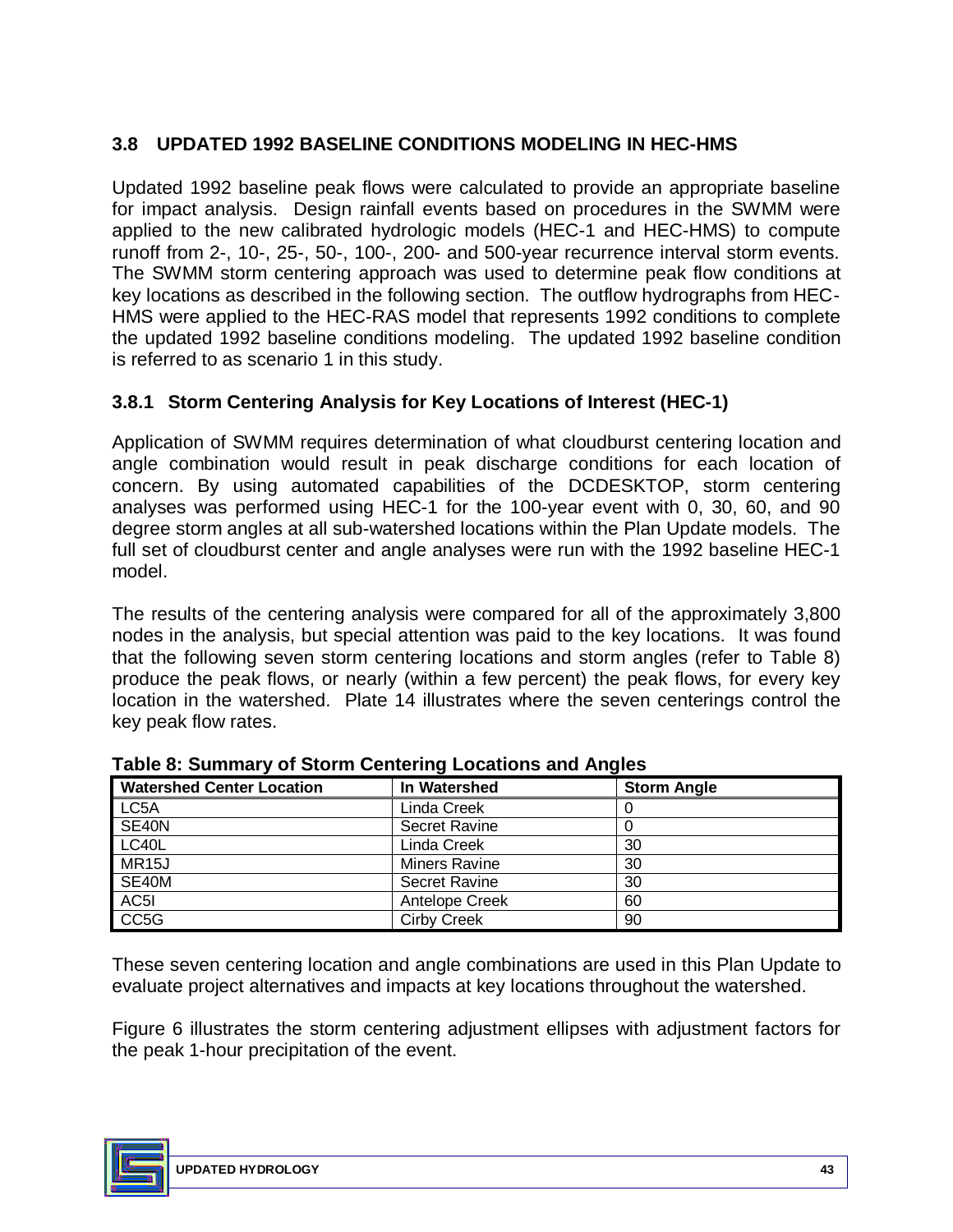## 3.8 UPDATED 1992 BASELINE CONDITIONS MODELING IN HEC-HMS

Updated 1992 baseline peak flows were calculated to provide an appropriate baseline for impact analysis. Design rainfall events based on procedures in the SWMM were applied to the new calibrated hydrologic models (HEC-1 and HEC-HMS) to compute runoff from 2-, 10-, 25-, 50-, 100-, 200- and 500-year recurrence interval storm events. The SWMM storm centering approach was used to determine peak flow conditions at key locations as described in the following section. The outflow hydrographs from HEC-HMS were applied to the HEC-RAS model that represents 1992 conditions to complete the updated 1992 baseline conditions modeling. The updated 1992 baseline condition is referred to as scenario 1 in this study.

### 3.8.1 Storm Centering Analysis for Key Locations of Interest (HEC-1)

Application of SWMM requires determination of what cloudburst centering location and angle combination would result in peak discharge conditions for each location of concern. By using automated capabilities of the DCDESKTOP, storm centering analyses was performed using HEC-1 for the 100-year event with 0, 30, 60, and 90 degree storm angles at all sub-watershed locations within the Plan Update models. The full set of cloudburst center and angle analyses were run with the 1992 baseline HEC-1 model.

The results of the centering analysis were compared for all of the approximately 3,800 nodes in the analysis, but special attention was paid to the key locations. It was found that the following seven storm centering locations and storm angles (refer to Table 8) produce the peak flows, or nearly (within a few percent) the peak flows, for every key location in the watershed. Plate 14 illustrates where the seven centerings control the key peak flow rates.

**Table 8: Summary of Storm Centering Locations and Angles**

| Watershed Center Location | In Watershed | Storm Angle |
|---|---|---|
| LC5A | Linda Creek | 0 |
| SE40N | Secret Ravine | 0 |
| LC40L | Linda Creek | 30 |
| MR15J | Miners Ravine | 30 |
| SE40M | Secret Ravine | 30 |
| AC5I | Antelope Creek | 60 |
| CC5G | Cirby Creek | 90 |

These seven centering location and angle combinations are used in this Plan Update to evaluate project alternatives and impacts at key locations throughout the watershed.

Figure 6 illustrates the storm centering adjustment ellipses with adjustment factors for the peak 1-hour precipitation of the event.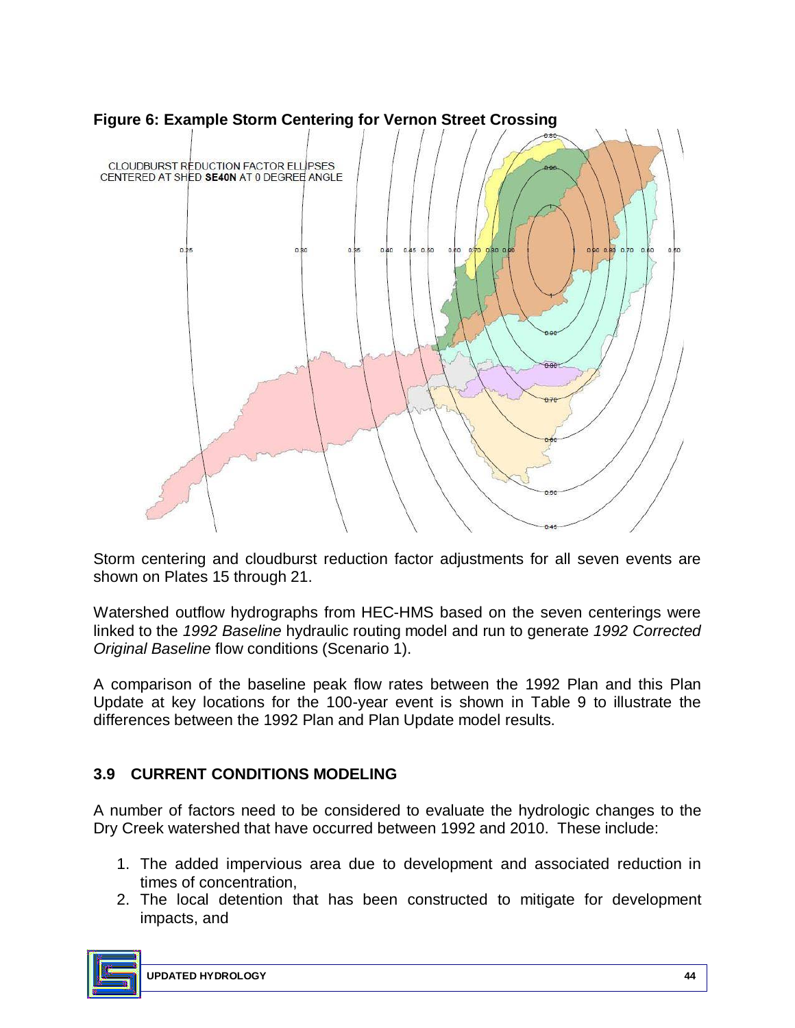**Figure 6: Example Storm Centering for Vernon Street Crossing**

Storm centering and cloudburst reduction factor adjustments for all seven events are shown on Plates 15 through 21.

Watershed outflow hydrographs from HEC-HMS based on the seven centerings were linked to the *1992 Baseline* hydraulic routing model and run to generate *1992 Corrected Original Baseline* flow conditions (Scenario 1).

A comparison of the baseline peak flow rates between the 1992 Plan and this Plan Update at key locations for the 100-year event is shown in Table 9 to illustrate the differences between the 1992 Plan and Plan Update model results.

## 3.9 CURRENT CONDITIONS MODELING

A number of factors need to be considered to evaluate the hydrologic changes to the Dry Creek watershed that have occurred between 1992 and 2010. These include:

1. The added impervious area due to development and associated reduction in times of concentration,
2. The local detention that has been constructed to mitigate for development impacts, and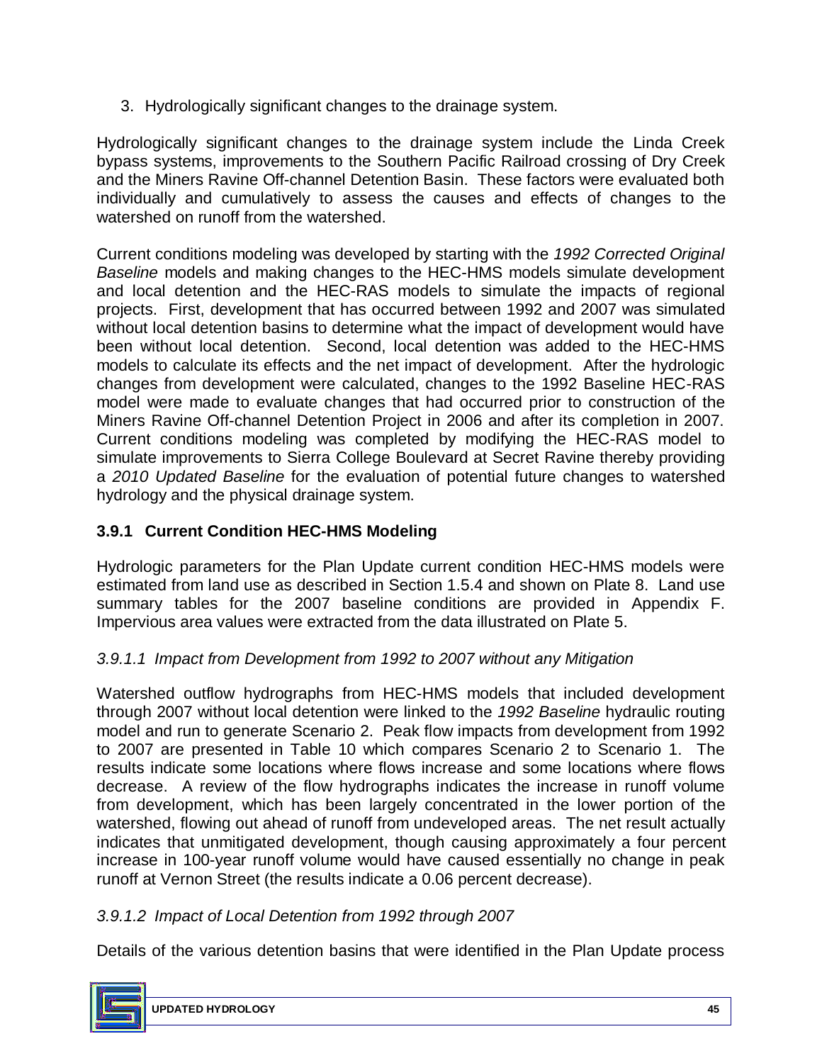3. Hydrologically significant changes to the drainage system.

Hydrologically significant changes to the drainage system include the Linda Creek bypass systems, improvements to the Southern Pacific Railroad crossing of Dry Creek and the Miners Ravine Off-channel Detention Basin. These factors were evaluated both individually and cumulatively to assess the causes and effects of changes to the watershed on runoff from the watershed.

Current conditions modeling was developed by starting with the *1992 Corrected Original Baseline* models and making changes to the HEC-HMS models simulate development and local detention and the HEC-RAS models to simulate the impacts of regional projects. First, development that has occurred between 1992 and 2007 was simulated without local detention basins to determine what the impact of development would have been without local detention. Second, local detention was added to the HEC-HMS models to calculate its effects and the net impact of development. After the hydrologic changes from development were calculated, changes to the 1992 Baseline HEC-RAS model were made to evaluate changes that had occurred prior to construction of the Miners Ravine Off-channel Detention Project in 2006 and after its completion in 2007. Current conditions modeling was completed by modifying the HEC-RAS model to simulate improvements to Sierra College Boulevard at Secret Ravine thereby providing a *2010 Updated Baseline* for the evaluation of potential future changes to watershed hydrology and the physical drainage system.

### 3.9.1 Current Condition HEC-HMS Modeling

Hydrologic parameters for the Plan Update current condition HEC-HMS models were estimated from land use as described in Section 1.5.4 and shown on Plate 8. Land use summary tables for the 2007 baseline conditions are provided in Appendix F. Impervious area values were extracted from the data illustrated on Plate 5.

#### *3.9.1.1 Impact from Development from 1992 to 2007 without any Mitigation*

Watershed outflow hydrographs from HEC-HMS models that included development through 2007 without local detention were linked to the *1992 Baseline* hydraulic routing model and run to generate Scenario 2. Peak flow impacts from development from 1992 to 2007 are presented in Table 10 which compares Scenario 2 to Scenario 1. The results indicate some locations where flows increase and some locations where flows decrease. A review of the flow hydrographs indicates the increase in runoff volume from development, which has been largely concentrated in the lower portion of the watershed, flowing out ahead of runoff from undeveloped areas. The net result actually indicates that unmitigated development, though causing approximately a four percent increase in 100-year runoff volume would have caused essentially no change in peak runoff at Vernon Street (the results indicate a 0.06 percent decrease).

#### *3.9.1.2 Impact of Local Detention from 1992 through 2007*

Details of the various detention basins that were identified in the Plan Update process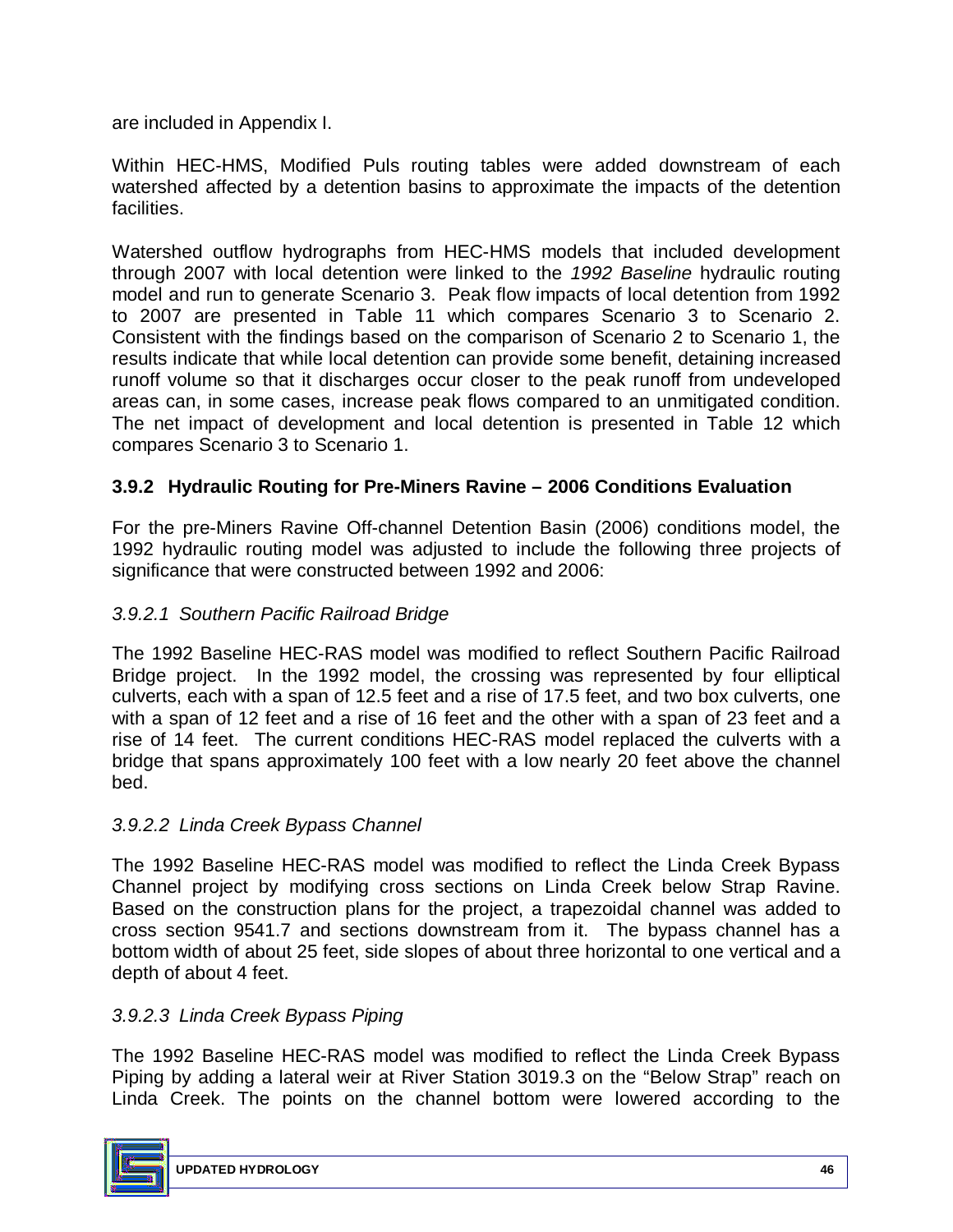are included in Appendix I.

Within HEC-HMS, Modified Puls routing tables were added downstream of each watershed affected by a detention basins to approximate the impacts of the detention facilities.

Watershed outflow hydrographs from HEC-HMS models that included development through 2007 with local detention were linked to the *1992 Baseline* hydraulic routing model and run to generate Scenario 3. Peak flow impacts of local detention from 1992 to 2007 are presented in Table 11 which compares Scenario 3 to Scenario 2. Consistent with the findings based on the comparison of Scenario 2 to Scenario 1, the results indicate that while local detention can provide some benefit, detaining increased runoff volume so that it discharges occur closer to the peak runoff from undeveloped areas can, in some cases, increase peak flows compared to an unmitigated condition. The net impact of development and local detention is presented in Table 12 which compares Scenario 3 to Scenario 1.

### 3.9.2 Hydraulic Routing for Pre-Miners Ravine – 2006 Conditions Evaluation

For the pre-Miners Ravine Off-channel Detention Basin (2006) conditions model, the 1992 hydraulic routing model was adjusted to include the following three projects of significance that were constructed between 1992 and 2006:

#### *3.9.2.1 Southern Pacific Railroad Bridge*

The 1992 Baseline HEC-RAS model was modified to reflect Southern Pacific Railroad Bridge project. In the 1992 model, the crossing was represented by four elliptical culverts, each with a span of 12.5 feet and a rise of 17.5 feet, and two box culverts, one with a span of 12 feet and a rise of 16 feet and the other with a span of 23 feet and a rise of 14 feet. The current conditions HEC-RAS model replaced the culverts with a bridge that spans approximately 100 feet with a low nearly 20 feet above the channel bed.

#### *3.9.2.2 Linda Creek Bypass Channel*

The 1992 Baseline HEC-RAS model was modified to reflect the Linda Creek Bypass Channel project by modifying cross sections on Linda Creek below Strap Ravine. Based on the construction plans for the project, a trapezoidal channel was added to cross section 9541.7 and sections downstream from it. The bypass channel has a bottom width of about 25 feet, side slopes of about three horizontal to one vertical and a depth of about 4 feet.

#### *3.9.2.3 Linda Creek Bypass Piping*

The 1992 Baseline HEC-RAS model was modified to reflect the Linda Creek Bypass Piping by adding a lateral weir at River Station 3019.3 on the "Below Strap" reach on Linda Creek. The points on the channel bottom were lowered according to the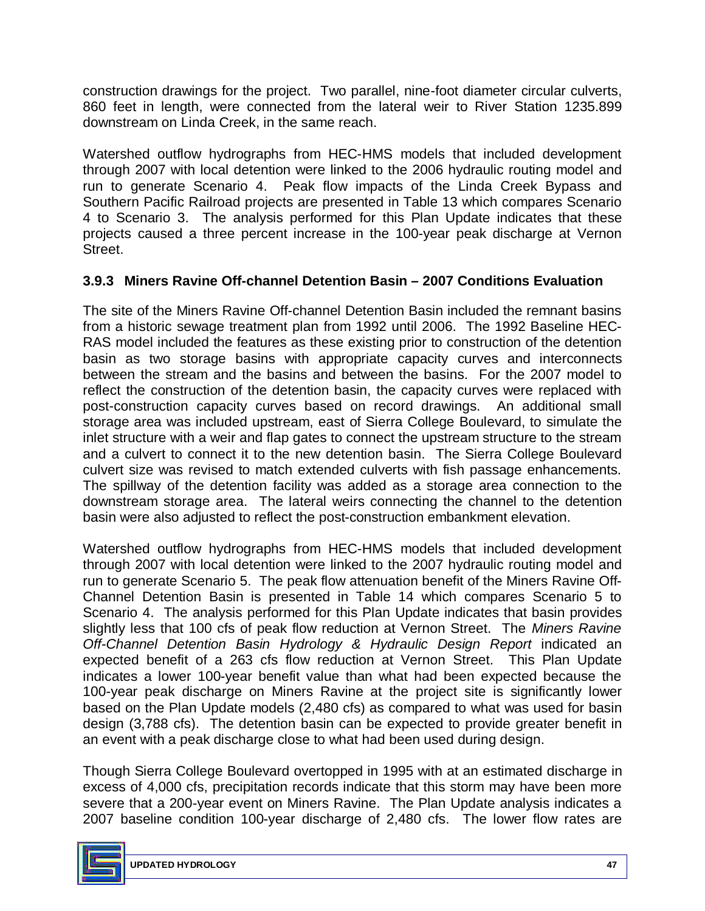construction drawings for the project. Two parallel, nine-foot diameter circular culverts, 860 feet in length, were connected from the lateral weir to River Station 1235.899 downstream on Linda Creek, in the same reach.

Watershed outflow hydrographs from HEC-HMS models that included development through 2007 with local detention were linked to the 2006 hydraulic routing model and run to generate Scenario 4. Peak flow impacts of the Linda Creek Bypass and Southern Pacific Railroad projects are presented in Table 13 which compares Scenario 4 to Scenario 3. The analysis performed for this Plan Update indicates that these projects caused a three percent increase in the 100-year peak discharge at Vernon Street.

### 3.9.3 Miners Ravine Off-channel Detention Basin – 2007 Conditions Evaluation

The site of the Miners Ravine Off-channel Detention Basin included the remnant basins from a historic sewage treatment plan from 1992 until 2006. The 1992 Baseline HEC-RAS model included the features as these existing prior to construction of the detention basin as two storage basins with appropriate capacity curves and interconnects between the stream and the basins and between the basins. For the 2007 model to reflect the construction of the detention basin, the capacity curves were replaced with post-construction capacity curves based on record drawings. An additional small storage area was included upstream, east of Sierra College Boulevard, to simulate the inlet structure with a weir and flap gates to connect the upstream structure to the stream and a culvert to connect it to the new detention basin. The Sierra College Boulevard culvert size was revised to match extended culverts with fish passage enhancements. The spillway of the detention facility was added as a storage area connection to the downstream storage area. The lateral weirs connecting the channel to the detention basin were also adjusted to reflect the post-construction embankment elevation.

Watershed outflow hydrographs from HEC-HMS models that included development through 2007 with local detention were linked to the 2007 hydraulic routing model and run to generate Scenario 5. The peak flow attenuation benefit of the Miners Ravine Off-Channel Detention Basin is presented in Table 14 which compares Scenario 5 to Scenario 4. The analysis performed for this Plan Update indicates that basin provides slightly less that 100 cfs of peak flow reduction at Vernon Street. The *Miners Ravine Off-Channel Detention Basin Hydrology & Hydraulic Design Report* indicated an expected benefit of a 263 cfs flow reduction at Vernon Street. This Plan Update indicates a lower 100-year benefit value than what had been expected because the 100-year peak discharge on Miners Ravine at the project site is significantly lower based on the Plan Update models (2,480 cfs) as compared to what was used for basin design (3,788 cfs). The detention basin can be expected to provide greater benefit in an event with a peak discharge close to what had been used during design.

Though Sierra College Boulevard overtopped in 1995 with at an estimated discharge in excess of 4,000 cfs, precipitation records indicate that this storm may have been more severe that a 200-year event on Miners Ravine. The Plan Update analysis indicates a 2007 baseline condition 100-year discharge of 2,480 cfs. The lower flow rates are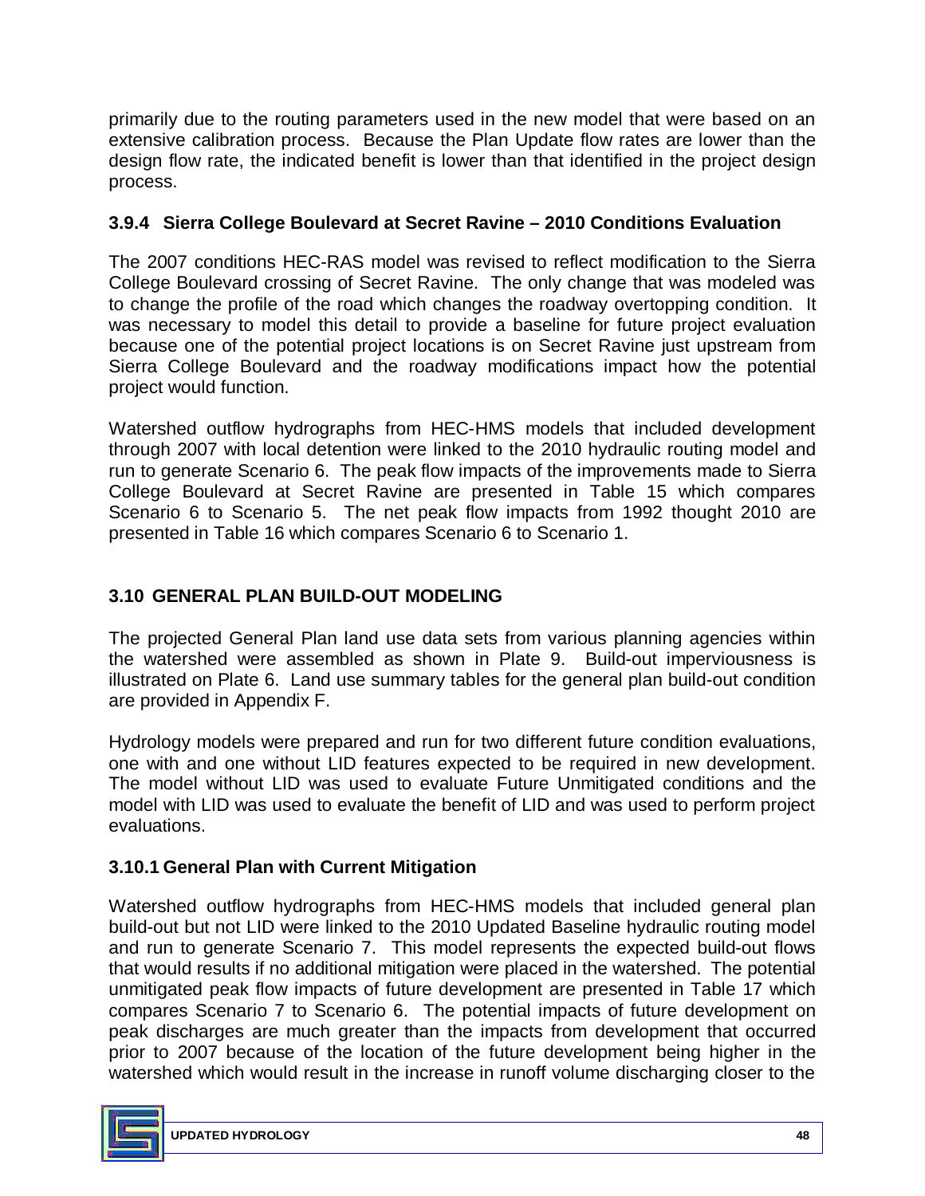primarily due to the routing parameters used in the new model that were based on an extensive calibration process. Because the Plan Update flow rates are lower than the design flow rate, the indicated benefit is lower than that identified in the project design process.

### 3.9.4 Sierra College Boulevard at Secret Ravine – 2010 Conditions Evaluation

The 2007 conditions HEC-RAS model was revised to reflect modification to the Sierra College Boulevard crossing of Secret Ravine. The only change that was modeled was to change the profile of the road which changes the roadway overtopping condition. It was necessary to model this detail to provide a baseline for future project evaluation because one of the potential project locations is on Secret Ravine just upstream from Sierra College Boulevard and the roadway modifications impact how the potential project would function.

Watershed outflow hydrographs from HEC-HMS models that included development through 2007 with local detention were linked to the 2010 hydraulic routing model and run to generate Scenario 6. The peak flow impacts of the improvements made to Sierra College Boulevard at Secret Ravine are presented in Table 15 which compares Scenario 6 to Scenario 5. The net peak flow impacts from 1992 thought 2010 are presented in Table 16 which compares Scenario 6 to Scenario 1.

## 3.10 GENERAL PLAN BUILD-OUT MODELING

The projected General Plan land use data sets from various planning agencies within the watershed were assembled as shown in Plate 9. Build-out imperviousness is illustrated on Plate 6. Land use summary tables for the general plan build-out condition are provided in Appendix F.

Hydrology models were prepared and run for two different future condition evaluations, one with and one without LID features expected to be required in new development. The model without LID was used to evaluate Future Unmitigated conditions and the model with LID was used to evaluate the benefit of LID and was used to perform project evaluations.

### 3.10.1 General Plan with Current Mitigation

Watershed outflow hydrographs from HEC-HMS models that included general plan build-out but not LID were linked to the 2010 Updated Baseline hydraulic routing model and run to generate Scenario 7. This model represents the expected build-out flows that would results if no additional mitigation were placed in the watershed. The potential unmitigated peak flow impacts of future development are presented in Table 17 which compares Scenario 7 to Scenario 6. The potential impacts of future development on peak discharges are much greater than the impacts from development that occurred prior to 2007 because of the location of the future development being higher in the watershed which would result in the increase in runoff volume discharging closer to the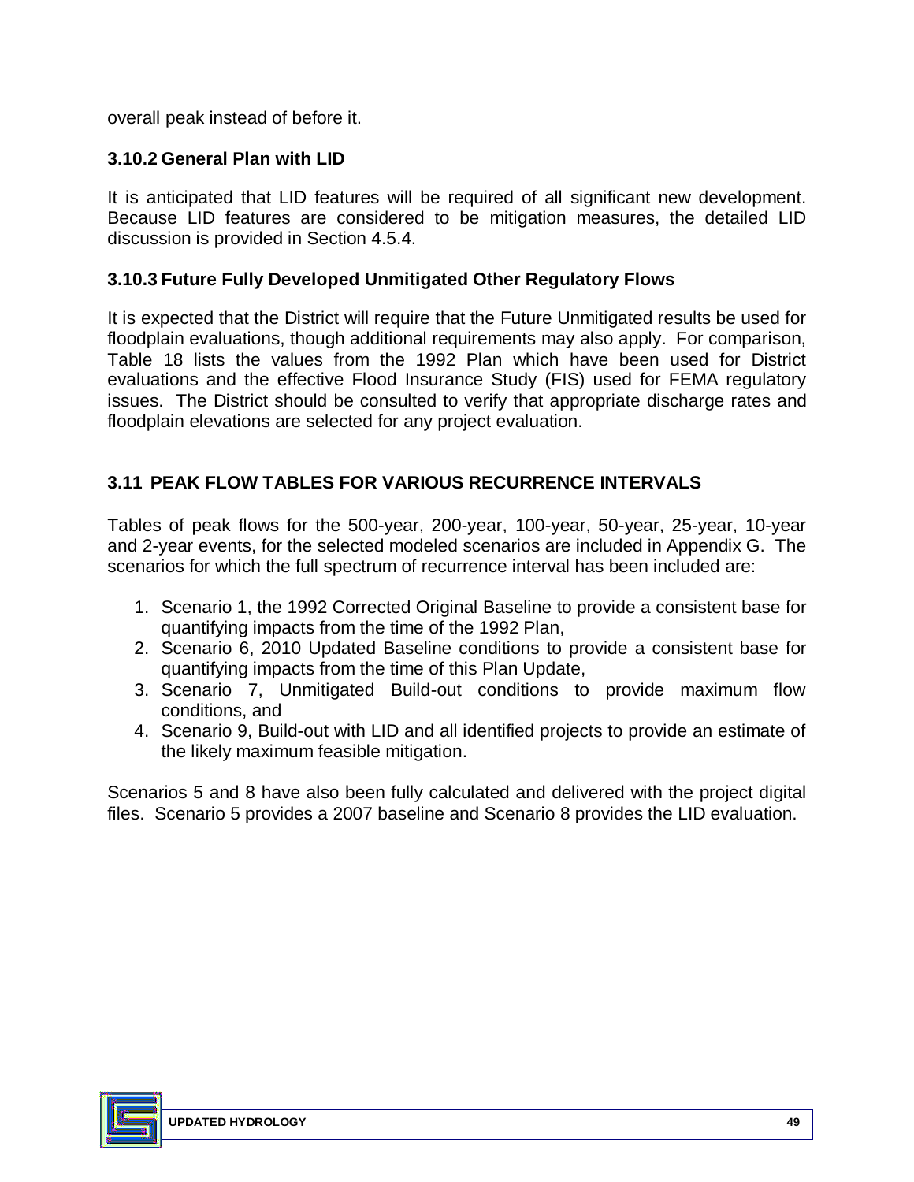overall peak instead of before it.

### 3.10.2 General Plan with LID

It is anticipated that LID features will be required of all significant new development. Because LID features are considered to be mitigation measures, the detailed LID discussion is provided in Section 4.5.4.

### 3.10.3 Future Fully Developed Unmitigated Other Regulatory Flows

It is expected that the District will require that the Future Unmitigated results be used for floodplain evaluations, though additional requirements may also apply. For comparison, Table 18 lists the values from the 1992 Plan which have been used for District evaluations and the effective Flood Insurance Study (FIS) used for FEMA regulatory issues. The District should be consulted to verify that appropriate discharge rates and floodplain elevations are selected for any project evaluation.

## 3.11 PEAK FLOW TABLES FOR VARIOUS RECURRENCE INTERVALS

Tables of peak flows for the 500-year, 200-year, 100-year, 50-year, 25-year, 10-year and 2-year events, for the selected modeled scenarios are included in Appendix G. The scenarios for which the full spectrum of recurrence interval has been included are:

1. Scenario 1, the 1992 Corrected Original Baseline to provide a consistent base for quantifying impacts from the time of the 1992 Plan,
2. Scenario 6, 2010 Updated Baseline conditions to provide a consistent base for quantifying impacts from the time of this Plan Update,
3. Scenario 7, Unmitigated Build-out conditions to provide maximum flow conditions, and
4. Scenario 9, Build-out with LID and all identified projects to provide an estimate of the likely maximum feasible mitigation.

Scenarios 5 and 8 have also been fully calculated and delivered with the project digital files. Scenario 5 provides a 2007 baseline and Scenario 8 provides the LID evaluation.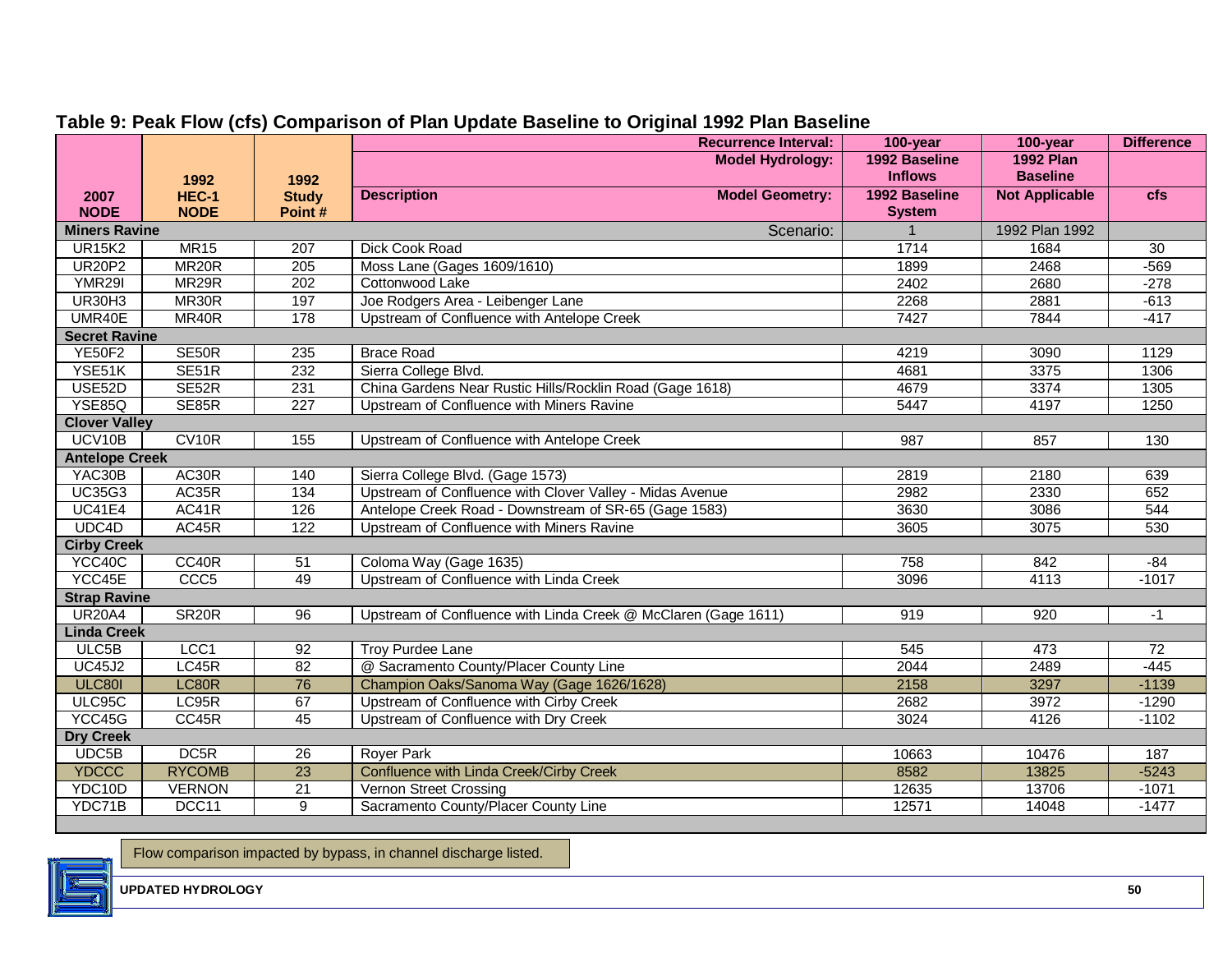## Table 9: Peak Flow (cfs) Comparison of Plan Update Baseline to Original 1992 Plan Baseline

| 2007 NODE | 1992 HEC-1 NODE | 1992 Study Point # | Description | 100-year | 100-year | Difference |
|---|---|---|---|---|---|---|
| | | | Recurrence Interval: | 100-year | 100-year | Difference |
| | | | Model Hydrology: | 1992 Baseline Inflows | 1992 Plan Baseline | |
| | | | Model Geometry: | 1992 Baseline System | Not Applicable | cfs |
| **Miners Ravine** | | | Scenario: | 1 | 1992 Plan 1992 | |
| UR15K2 | MR15 | 207 | Dick Cook Road | 1714 | 1684 | 30 |
| UR20P2 | MR20R | 205 | Moss Lane (Gages 1609/1610) | 1899 | 2468 | -569 |
| YMR29I | MR29R | 202 | Cottonwood Lake | 2402 | 2680 | -278 |
| UR30H3 | MR30R | 197 | Joe Rodgers Area - Leibenger Lane | 2268 | 2881 | -613 |
| UMR40E | MR40R | 178 | Upstream of Confluence with Antelope Creek | 7427 | 7844 | -417 |
| **Secret Ravine** | | | | | | |
| YE50F2 | SE50R | 235 | Brace Road | 4219 | 3090 | 1129 |
| YSE51K | SE51R | 232 | Sierra College Blvd. | 4681 | 3375 | 1306 |
| USE52D | SE52R | 231 | China Gardens Near Rustic Hills/Rocklin Road (Gage 1618) | 4679 | 3374 | 1305 |
| YSE85Q | SE85R | 227 | Upstream of Confluence with Miners Ravine | 5447 | 4197 | 1250 |
| **Clover Valley** | | | | | | |
| UCV10B | CV10R | 155 | Upstream of Confluence with Antelope Creek | 987 | 857 | 130 |
| **Antelope Creek** | | | | | | |
| YAC30B | AC30R | 140 | Sierra College Blvd. (Gage 1573) | 2819 | 2180 | 639 |
| UC35G3 | AC35R | 134 | Upstream of Confluence with Clover Valley - Midas Avenue | 2982 | 2330 | 652 |
| UC41E4 | AC41R | 126 | Antelope Creek Road - Downstream of SR-65 (Gage 1583) | 3630 | 3086 | 544 |
| UDC4D | AC45R | 122 | Upstream of Confluence with Miners Ravine | 3605 | 3075 | 530 |
| **Cirby Creek** | | | | | | |
| YCC40C | CC40R | 51 | Coloma Way (Gage 1635) | 758 | 842 | -84 |
| YCC45E | CCC5 | 49 | Upstream of Confluence with Linda Creek | 3096 | 4113 | -1017 |
| **Strap Ravine** | | | | | | |
| UR20A4 | SR20R | 96 | Upstream of Confluence with Linda Creek @ McClaren (Gage 1611) | 919 | 920 | -1 |
| **Linda Creek** | | | | | | |
| ULC5B | LCC1 | 92 | Troy Purdee Lane | 545 | 473 | 72 |
| UC45J2 | LC45R | 82 | @ Sacramento County/Placer County Line | 2044 | 2489 | -445 |
| ULC80I | LC80R | 76 | Champion Oaks/Sanoma Way (Gage 1626/1628) | 2158 | 3297 | -1139 |
| ULC95C | LC95R | 67 | Upstream of Confluence with Cirby Creek | 2682 | 3972 | -1290 |
| YCC45G | CC45R | 45 | Upstream of Confluence with Dry Creek | 3024 | 4126 | -1102 |
| **Dry Creek** | | | | | | |
| UDC5B | DC5R | 26 | Royer Park | 10663 | 10476 | 187 |
| YDCCC | RYCOMB | 23 | Confluence with Linda Creek/Cirby Creek | 8582 | 13825 | -5243 |
| YDC10D | VERNON | 21 | Vernon Street Crossing | 12635 | 13706 | -1071 |
| YDC71B | DCC11 | 9 | Sacramento County/Placer County Line | 12571 | 14048 | -1477 |

Flow comparison impacted by bypass, in channel discharge listed.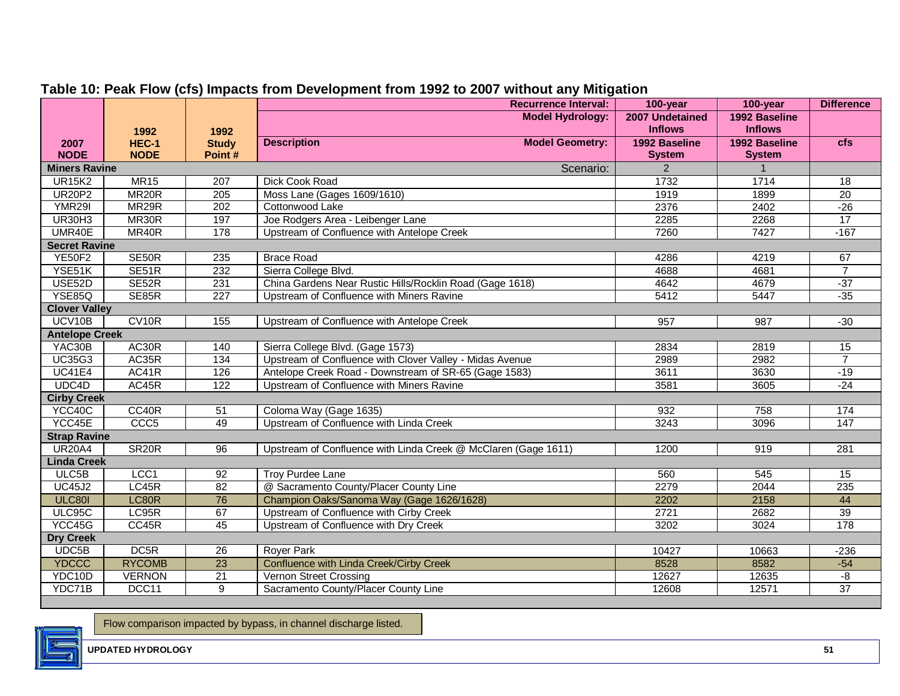## Table 10: Peak Flow (cfs) Impacts from Development from 1992 to 2007 without any Mitigation

| 2007 NODE | 1992 HEC-1 NODE | 1992 Study Point # | Description | 100-year: 2007 Undetained Inflows / 1992 Baseline System | 100-year: 1992 Baseline Inflows / 1992 Baseline System | Difference (cfs) |
|---|---|---|---|---|---|---|
| | | | Recurrence Interval: | 100-year | 100-year | Difference |
| | | | Model Hydrology: | 2007 Undetained Inflows | 1992 Baseline Inflows | |
| | | | Model Geometry: | 1992 Baseline System | 1992 Baseline System | cfs |
| **Miners Ravine** | | | Scenario: | 2 | 1 | |
| UR15K2 | MR15 | 207 | Dick Cook Road | 1732 | 1714 | 18 |
| UR20P2 | MR20R | 205 | Moss Lane (Gages 1609/1610) | 1919 | 1899 | 20 |
| YMR29I | MR29R | 202 | Cottonwood Lake | 2376 | 2402 | -26 |
| UR30H3 | MR30R | 197 | Joe Rodgers Area - Leibenger Lane | 2285 | 2268 | 17 |
| UMR40E | MR40R | 178 | Upstream of Confluence with Antelope Creek | 7260 | 7427 | -167 |
| **Secret Ravine** | | | | | | |
| YE50F2 | SE50R | 235 | Brace Road | 4286 | 4219 | 67 |
| YSE51K | SE51R | 232 | Sierra College Blvd. | 4688 | 4681 | 7 |
| USE52D | SE52R | 231 | China Gardens Near Rustic Hills/Rocklin Road (Gage 1618) | 4642 | 4679 | -37 |
| YSE85Q | SE85R | 227 | Upstream of Confluence with Miners Ravine | 5412 | 5447 | -35 |
| **Clover Valley** | | | | | | |
| UCV10B | CV10R | 155 | Upstream of Confluence with Antelope Creek | 957 | 987 | -30 |
| **Antelope Creek** | | | | | | |
| YAC30B | AC30R | 140 | Sierra College Blvd. (Gage 1573) | 2834 | 2819 | 15 |
| UC35G3 | AC35R | 134 | Upstream of Confluence with Clover Valley - Midas Avenue | 2989 | 2982 | 7 |
| UC41E4 | AC41R | 126 | Antelope Creek Road - Downstream of SR-65 (Gage 1583) | 3611 | 3630 | -19 |
| UDC4D | AC45R | 122 | Upstream of Confluence with Miners Ravine | 3581 | 3605 | -24 |
| **Cirby Creek** | | | | | | |
| YCC40C | CC40R | 51 | Coloma Way (Gage 1635) | 932 | 758 | 174 |
| YCC45E | CCC5 | 49 | Upstream of Confluence with Linda Creek | 3243 | 3096 | 147 |
| **Strap Ravine** | | | | | | |
| UR20A4 | SR20R | 96 | Upstream of Confluence with Linda Creek @ McClaren (Gage 1611) | 1200 | 919 | 281 |
| **Linda Creek** | | | | | | |
| ULC5B | LCC1 | 92 | Troy Purdee Lane | 560 | 545 | 15 |
| UC45J2 | LC45R | 82 | @ Sacramento County/Placer County Line | 2279 | 2044 | 235 |
| ULC80I | LC80R | 76 | Champion Oaks/Sanoma Way (Gage 1626/1628) | 2202 | 2158 | 44 |
| ULC95C | LC95R | 67 | Upstream of Confluence with Cirby Creek | 2721 | 2682 | 39 |
| YCC45G | CC45R | 45 | Upstream of Confluence with Dry Creek | 3202 | 3024 | 178 |
| **Dry Creek** | | | | | | |
| UDC5B | DC5R | 26 | Royer Park | 10427 | 10663 | -236 |
| YDCCC | RYCOMB | 23 | Confluence with Linda Creek/Cirby Creek | 8528 | 8582 | -54 |
| YDC10D | VERNON | 21 | Vernon Street Crossing | 12627 | 12635 | -8 |
| YDC71B | DCC11 | 9 | Sacramento County/Placer County Line | 12608 | 12571 | 37 |

Flow comparison impacted by bypass, in channel discharge listed. (Applies to highlighted rows: ULC80I and YDCCC.)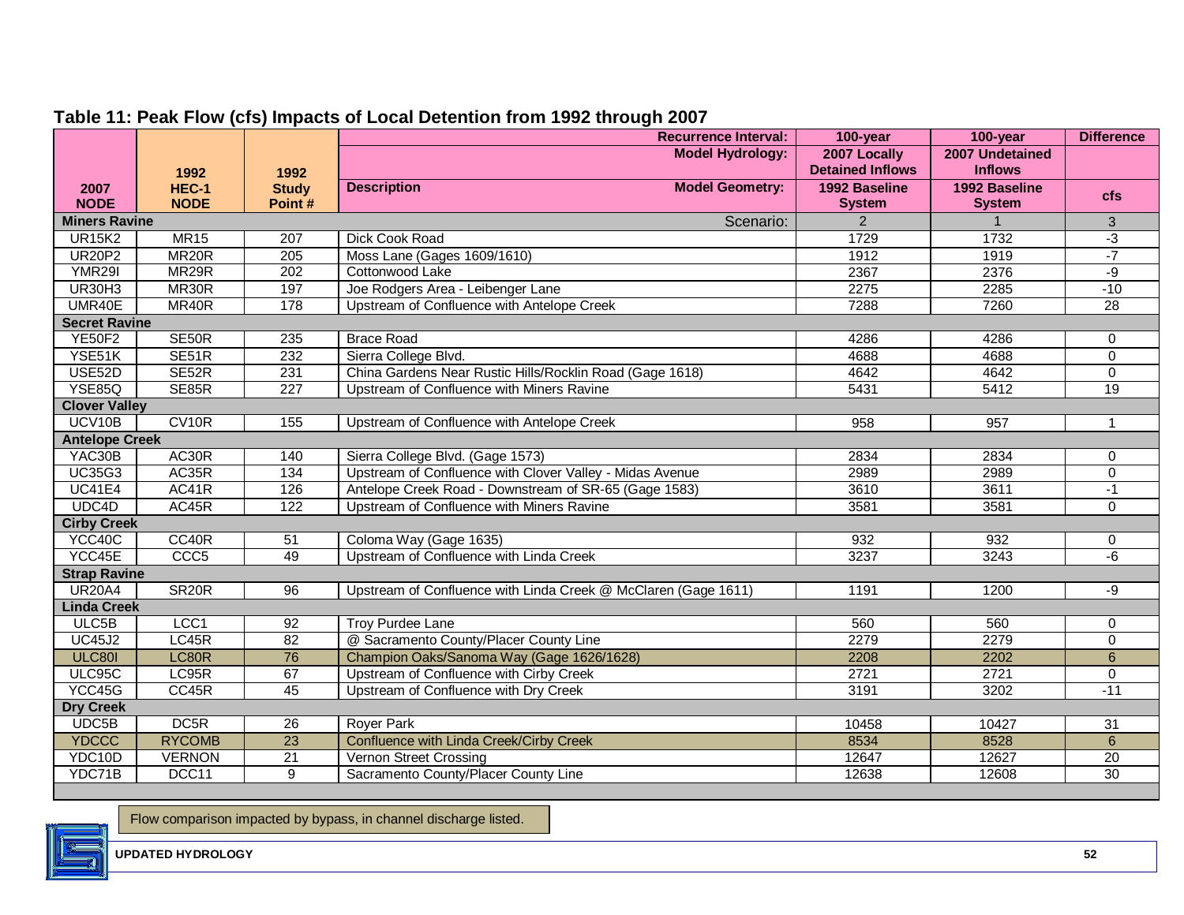## Table 11: Peak Flow (cfs) Impacts of Local Detention from 1992 through 2007

| 2007 NODE | 1992 HEC-1 NODE | 1992 Study Point # | Description | 100-year | 100-year | Difference |
|---|---|---|---|---|---|---|
| | | | **Recurrence Interval:** | **100-year** | **100-year** | **Difference** |
| | | | **Model Hydrology:** | **2007 Locally Detained Inflows** | **2007 Undetained Inflows** | |
| | | | **Model Geometry:** | **1992 Baseline System** | **1992 Baseline System** | **cfs** |
| **Miners Ravine** | | | Scenario: | 2 | 1 | 3 |
| UR15K2 | MR15 | 207 | Dick Cook Road | 1729 | 1732 | -3 |
| UR20P2 | MR20R | 205 | Moss Lane (Gages 1609/1610) | 1912 | 1919 | -7 |
| YMR29I | MR29R | 202 | Cottonwood Lake | 2367 | 2376 | -9 |
| UR30H3 | MR30R | 197 | Joe Rodgers Area - Leibenger Lane | 2275 | 2285 | -10 |
| UMR40E | MR40R | 178 | Upstream of Confluence with Antelope Creek | 7288 | 7260 | 28 |
| **Secret Ravine** | | | | | | |
| YE50F2 | SE50R | 235 | Brace Road | 4286 | 4286 | 0 |
| YSE51K | SE51R | 232 | Sierra College Blvd. | 4688 | 4688 | 0 |
| USE52D | SE52R | 231 | China Gardens Near Rustic Hills/Rocklin Road (Gage 1618) | 4642 | 4642 | 0 |
| YSE85Q | SE85R | 227 | Upstream of Confluence with Miners Ravine | 5431 | 5412 | 19 |
| **Clover Valley** | | | | | | |
| UCV10B | CV10R | 155 | Upstream of Confluence with Antelope Creek | 958 | 957 | 1 |
| **Antelope Creek** | | | | | | |
| YAC30B | AC30R | 140 | Sierra College Blvd. (Gage 1573) | 2834 | 2834 | 0 |
| UC35G3 | AC35R | 134 | Upstream of Confluence with Clover Valley - Midas Avenue | 2989 | 2989 | 0 |
| UC41E4 | AC41R | 126 | Antelope Creek Road - Downstream of SR-65 (Gage 1583) | 3610 | 3611 | -1 |
| UDC4D | AC45R | 122 | Upstream of Confluence with Miners Ravine | 3581 | 3581 | 0 |
| **Cirby Creek** | | | | | | |
| YCC40C | CC40R | 51 | Coloma Way (Gage 1635) | 932 | 932 | 0 |
| YCC45E | CCC5 | 49 | Upstream of Confluence with Linda Creek | 3237 | 3243 | -6 |
| **Strap Ravine** | | | | | | |
| UR20A4 | SR20R | 96 | Upstream of Confluence with Linda Creek @ McClaren (Gage 1611) | 1191 | 1200 | -9 |
| **Linda Creek** | | | | | | |
| ULC5B | LCC1 | 92 | Troy Purdee Lane | 560 | 560 | 0 |
| UC45J2 | LC45R | 82 | @ Sacramento County/Placer County Line | 2279 | 2279 | 0 |
| ULC80I | LC80R | 76 | Champion Oaks/Sanoma Way (Gage 1626/1628) | 2208 | 2202 | 6 |
| ULC95C | LC95R | 67 | Upstream of Confluence with Cirby Creek | 2721 | 2721 | 0 |
| YCC45G | CC45R | 45 | Upstream of Confluence with Dry Creek | 3191 | 3202 | -11 |
| **Dry Creek** | | | | | | |
| UDC5B | DC5R | 26 | Royer Park | 10458 | 10427 | 31 |
| YDCCC | RYCOMB | 23 | Confluence with Linda Creek/Cirby Creek | 8534 | 8528 | 6 |
| YDC10D | VERNON | 21 | Vernon Street Crossing | 12647 | 12627 | 20 |
| YDC71B | DCC11 | 9 | Sacramento County/Placer County Line | 12638 | 12608 | 30 |

Flow comparison impacted by bypass, in channel discharge listed. (Applies to highlighted rows ULC80I and YDCCC.)

UPDATED HYDROLOGY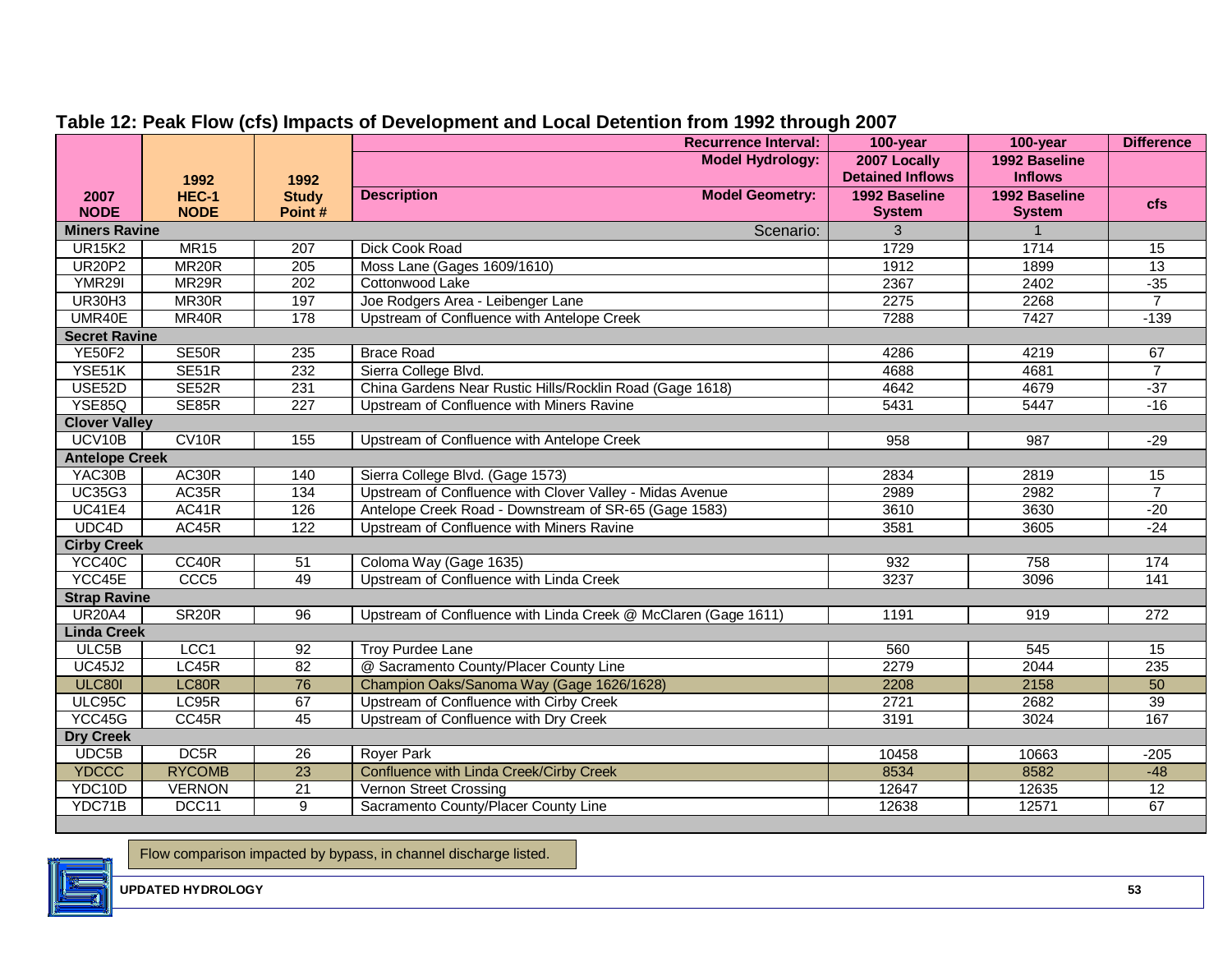## Table 12: Peak Flow (cfs) Impacts of Development and Local Detention from 1992 through 2007

| 2007 NODE | 1992 HEC-1 NODE | 1992 Study Point # | Description | 100-year | 100-year | Difference |
|---|---|---|---|---|---|---|
| | | | Recurrence Interval: | 100-year | 100-year | Difference |
| | | | Model Hydrology: | 2007 Locally Detained Inflows | 1992 Baseline Inflows | |
| | | | Model Geometry: | 1992 Baseline System | 1992 Baseline System | cfs |
| **Miners Ravine** | | | Scenario: | 3 | 1 | |
| UR15K2 | MR15 | 207 | Dick Cook Road | 1729 | 1714 | 15 |
| UR20P2 | MR20R | 205 | Moss Lane (Gages 1609/1610) | 1912 | 1899 | 13 |
| YMR29I | MR29R | 202 | Cottonwood Lake | 2367 | 2402 | -35 |
| UR30H3 | MR30R | 197 | Joe Rodgers Area - Leibenger Lane | 2275 | 2268 | 7 |
| UMR40E | MR40R | 178 | Upstream of Confluence with Antelope Creek | 7288 | 7427 | -139 |
| **Secret Ravine** | | | | | | |
| YE50F2 | SE50R | 235 | Brace Road | 4286 | 4219 | 67 |
| YSE51K | SE51R | 232 | Sierra College Blvd. | 4688 | 4681 | 7 |
| USE52D | SE52R | 231 | China Gardens Near Rustic Hills/Rocklin Road (Gage 1618) | 4642 | 4679 | -37 |
| YSE85Q | SE85R | 227 | Upstream of Confluence with Miners Ravine | 5431 | 5447 | -16 |
| **Clover Valley** | | | | | | |
| UCV10B | CV10R | 155 | Upstream of Confluence with Antelope Creek | 958 | 987 | -29 |
| **Antelope Creek** | | | | | | |
| YAC30B | AC30R | 140 | Sierra College Blvd. (Gage 1573) | 2834 | 2819 | 15 |
| UC35G3 | AC35R | 134 | Upstream of Confluence with Clover Valley - Midas Avenue | 2989 | 2982 | 7 |
| UC41E4 | AC41R | 126 | Antelope Creek Road - Downstream of SR-65 (Gage 1583) | 3610 | 3630 | -20 |
| UDC4D | AC45R | 122 | Upstream of Confluence with Miners Ravine | 3581 | 3605 | -24 |
| **Cirby Creek** | | | | | | |
| YCC40C | CC40R | 51 | Coloma Way (Gage 1635) | 932 | 758 | 174 |
| YCC45E | CCC5 | 49 | Upstream of Confluence with Linda Creek | 3237 | 3096 | 141 |
| **Strap Ravine** | | | | | | |
| UR20A4 | SR20R | 96 | Upstream of Confluence with Linda Creek @ McClaren (Gage 1611) | 1191 | 919 | 272 |
| **Linda Creek** | | | | | | |
| ULC5B | LCC1 | 92 | Troy Purdee Lane | 560 | 545 | 15 |
| UC45J2 | LC45R | 82 | @ Sacramento County/Placer County Line | 2279 | 2044 | 235 |
| ULC80I | LC80R | 76 | Champion Oaks/Sanoma Way (Gage 1626/1628) | 2208 | 2158 | 50 |
| ULC95C | LC95R | 67 | Upstream of Confluence with Cirby Creek | 2721 | 2682 | 39 |
| YCC45G | CC45R | 45 | Upstream of Confluence with Dry Creek | 3191 | 3024 | 167 |
| **Dry Creek** | | | | | | |
| UDC5B | DC5R | 26 | Royer Park | 10458 | 10663 | -205 |
| YDCCC | RYCOMB | 23 | Confluence with Linda Creek/Cirby Creek | 8534 | 8582 | -48 |
| YDC10D | VERNON | 21 | Vernon Street Crossing | 12647 | 12635 | 12 |
| YDC71B | DCC11 | 9 | Sacramento County/Placer County Line | 12638 | 12571 | 67 |

Flow comparison impacted by bypass, in channel discharge listed.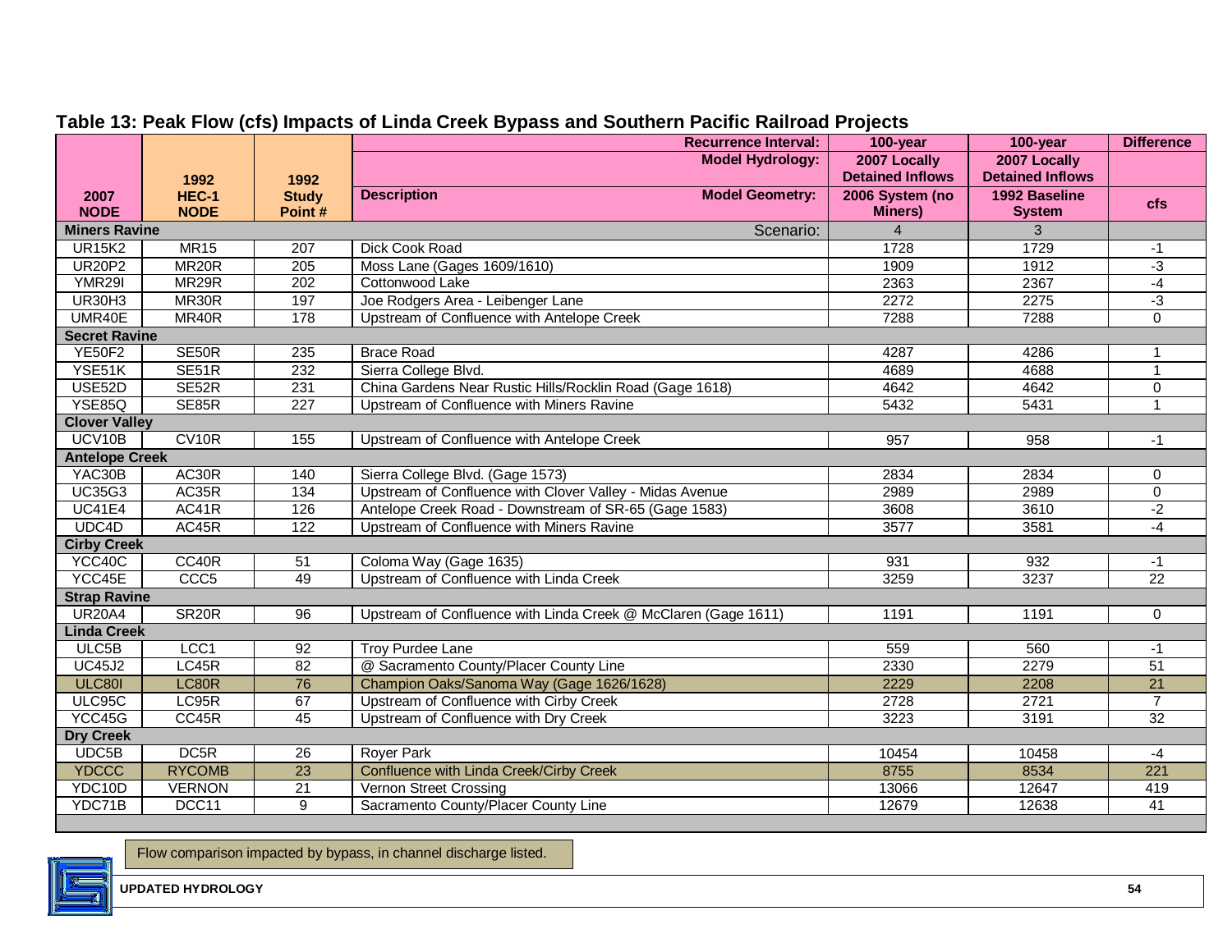## Table 13: Peak Flow (cfs) Impacts of Linda Creek Bypass and Southern Pacific Railroad Projects

| 2007 NODE | 1992 HEC-1 NODE | 1992 Study Point # | Description | 100-year | 100-year | Difference |
|---|---|---|---|---|---|---|
| | | | Recurrence Interval: | 100-year | 100-year | Difference |
| | | | Model Hydrology: | 2007 Locally Detained Inflows | 2007 Locally Detained Inflows | |
| | | | Model Geometry: | 2006 System (no Miners) | 1992 Baseline System | cfs |
| **Miners Ravine** | | | Scenario: | 4 | 3 | |
| UR15K2 | MR15 | 207 | Dick Cook Road | 1728 | 1729 | -1 |
| UR20P2 | MR20R | 205 | Moss Lane (Gages 1609/1610) | 1909 | 1912 | -3 |
| YMR29I | MR29R | 202 | Cottonwood Lake | 2363 | 2367 | -4 |
| UR30H3 | MR30R | 197 | Joe Rodgers Area - Leibenger Lane | 2272 | 2275 | -3 |
| UMR40E | MR40R | 178 | Upstream of Confluence with Antelope Creek | 7288 | 7288 | 0 |
| **Secret Ravine** | | | | | | |
| YE50F2 | SE50R | 235 | Brace Road | 4287 | 4286 | 1 |
| YSE51K | SE51R | 232 | Sierra College Blvd. | 4689 | 4688 | 1 |
| USE52D | SE52R | 231 | China Gardens Near Rustic Hills/Rocklin Road (Gage 1618) | 4642 | 4642 | 0 |
| YSE85Q | SE85R | 227 | Upstream of Confluence with Miners Ravine | 5432 | 5431 | 1 |
| **Clover Valley** | | | | | | |
| UCV10B | CV10R | 155 | Upstream of Confluence with Antelope Creek | 957 | 958 | -1 |
| **Antelope Creek** | | | | | | |
| YAC30B | AC30R | 140 | Sierra College Blvd. (Gage 1573) | 2834 | 2834 | 0 |
| UC35G3 | AC35R | 134 | Upstream of Confluence with Clover Valley - Midas Avenue | 2989 | 2989 | 0 |
| UC41E4 | AC41R | 126 | Antelope Creek Road - Downstream of SR-65 (Gage 1583) | 3608 | 3610 | -2 |
| UDC4D | AC45R | 122 | Upstream of Confluence with Miners Ravine | 3577 | 3581 | -4 |
| **Cirby Creek** | | | | | | |
| YCC40C | CC40R | 51 | Coloma Way (Gage 1635) | 931 | 932 | -1 |
| YCC45E | CCC5 | 49 | Upstream of Confluence with Linda Creek | 3259 | 3237 | 22 |
| **Strap Ravine** | | | | | | |
| UR20A4 | SR20R | 96 | Upstream of Confluence with Linda Creek @ McClaren (Gage 1611) | 1191 | 1191 | 0 |
| **Linda Creek** | | | | | | |
| ULC5B | LCC1 | 92 | Troy Purdee Lane | 559 | 560 | -1 |
| UC45J2 | LC45R | 82 | @ Sacramento County/Placer County Line | 2330 | 2279 | 51 |
| ULC80I | LC80R | 76 | Champion Oaks/Sanoma Way (Gage 1626/1628) | 2229 | 2208 | 21 |
| ULC95C | LC95R | 67 | Upstream of Confluence with Cirby Creek | 2728 | 2721 | 7 |
| YCC45G | CC45R | 45 | Upstream of Confluence with Dry Creek | 3223 | 3191 | 32 |
| **Dry Creek** | | | | | | |
| UDC5B | DC5R | 26 | Royer Park | 10454 | 10458 | -4 |
| YDCCC | RYCOMB | 23 | Confluence with Linda Creek/Cirby Creek | 8755 | 8534 | 221 |
| YDC10D | VERNON | 21 | Vernon Street Crossing | 13066 | 12647 | 419 |
| YDC71B | DCC11 | 9 | Sacramento County/Placer County Line | 12679 | 12638 | 41 |

Flow comparison impacted by bypass, in channel discharge listed.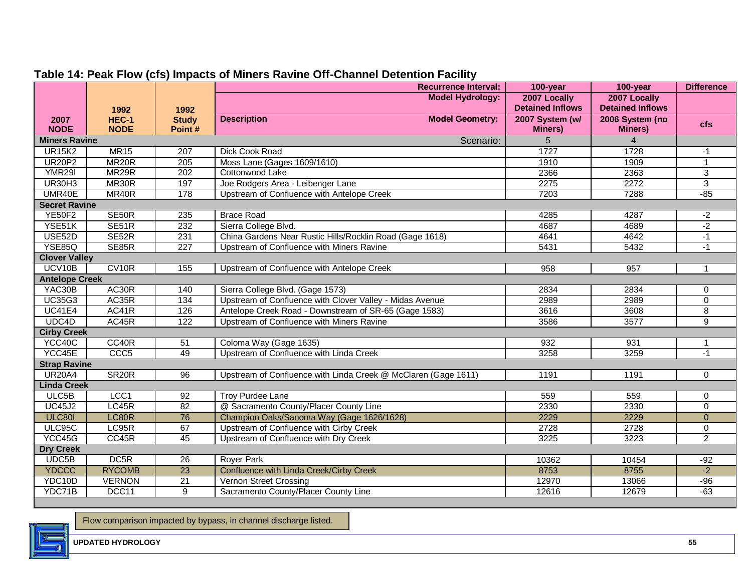## Table 14: Peak Flow (cfs) Impacts of Miners Ravine Off-Channel Detention Facility

| 2007 NODE | 1992 HEC-1 NODE | 1992 Study Point # | Description | 100-year | 100-year | Difference |
|---|---|---|---|---|---|---|
| | | | Recurrence Interval: | 100-year | 100-year | Difference |
| | | | Model Hydrology: | 2007 Locally Detained Inflows | 2007 Locally Detained Inflows | |
| | | | Model Geometry: | 2007 System (w/ Miners) | 2006 System (no Miners) | cfs |
| **Miners Ravine** | | | Scenario: | 5 | 4 | |
| UR15K2 | MR15 | 207 | Dick Cook Road | 1727 | 1728 | -1 |
| UR20P2 | MR20R | 205 | Moss Lane (Gages 1609/1610) | 1910 | 1909 | 1 |
| YMR29I | MR29R | 202 | Cottonwood Lake | 2366 | 2363 | 3 |
| UR30H3 | MR30R | 197 | Joe Rodgers Area - Leibenger Lane | 2275 | 2272 | 3 |
| UMR40E | MR40R | 178 | Upstream of Confluence with Antelope Creek | 7203 | 7288 | -85 |
| **Secret Ravine** | | | | | | |
| YE50F2 | SE50R | 235 | Brace Road | 4285 | 4287 | -2 |
| YSE51K | SE51R | 232 | Sierra College Blvd. | 4687 | 4689 | -2 |
| USE52D | SE52R | 231 | China Gardens Near Rustic Hills/Rocklin Road (Gage 1618) | 4641 | 4642 | -1 |
| YSE85Q | SE85R | 227 | Upstream of Confluence with Miners Ravine | 5431 | 5432 | -1 |
| **Clover Valley** | | | | | | |
| UCV10B | CV10R | 155 | Upstream of Confluence with Antelope Creek | 958 | 957 | 1 |
| **Antelope Creek** | | | | | | |
| YAC30B | AC30R | 140 | Sierra College Blvd. (Gage 1573) | 2834 | 2834 | 0 |
| UC35G3 | AC35R | 134 | Upstream of Confluence with Clover Valley - Midas Avenue | 2989 | 2989 | 0 |
| UC41E4 | AC41R | 126 | Antelope Creek Road - Downstream of SR-65 (Gage 1583) | 3616 | 3608 | 8 |
| UDC4D | AC45R | 122 | Upstream of Confluence with Miners Ravine | 3586 | 3577 | 9 |
| **Cirby Creek** | | | | | | |
| YCC40C | CC40R | 51 | Coloma Way (Gage 1635) | 932 | 931 | 1 |
| YCC45E | CCC5 | 49 | Upstream of Confluence with Linda Creek | 3258 | 3259 | -1 |
| **Strap Ravine** | | | | | | |
| UR20A4 | SR20R | 96 | Upstream of Confluence with Linda Creek @ McClaren (Gage 1611) | 1191 | 1191 | 0 |
| **Linda Creek** | | | | | | |
| ULC5B | LCC1 | 92 | Troy Purdee Lane | 559 | 559 | 0 |
| UC45J2 | LC45R | 82 | @ Sacramento County/Placer County Line | 2330 | 2330 | 0 |
| ULC80I | LC80R | 76 | Champion Oaks/Sanoma Way (Gage 1626/1628) | 2229 | 2229 | 0 |
| ULC95C | LC95R | 67 | Upstream of Confluence with Cirby Creek | 2728 | 2728 | 0 |
| YCC45G | CC45R | 45 | Upstream of Confluence with Dry Creek | 3225 | 3223 | 2 |
| **Dry Creek** | | | | | | |
| UDC5B | DC5R | 26 | Royer Park | 10362 | 10454 | -92 |
| YDCCC | RYCOMB | 23 | Confluence with Linda Creek/Cirby Creek | 8753 | 8755 | -2 |
| YDC10D | VERNON | 21 | Vernon Street Crossing | 12970 | 13066 | -96 |
| YDC71B | DCC11 | 9 | Sacramento County/Placer County Line | 12616 | 12679 | -63 |

Flow comparison impacted by bypass, in channel discharge listed.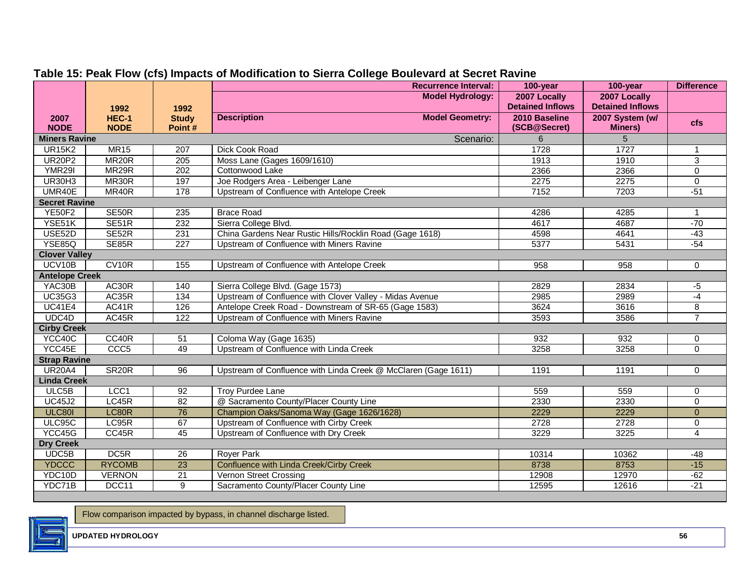## Table 15: Peak Flow (cfs) Impacts of Modification to Sierra College Boulevard at Secret Ravine

| 2007 NODE | 1992 HEC-1 NODE | 1992 Study Point # | Description | Recurrence Interval: / Model Hydrology: / Model Geometry: | 100-year / 2007 Locally Detained Inflows / 2010 Baseline (SCB@Secret) | 100-year / 2007 Locally Detained Inflows / 2007 System (w/ Miners) | Difference cfs |
|---|---|---|---|---|---|---|---|
| **Miners Ravine** | | | | Scenario: | 6 | 5 | |
| UR15K2 | MR15 | 207 | Dick Cook Road | | 1728 | 1727 | 1 |
| UR20P2 | MR20R | 205 | Moss Lane (Gages 1609/1610) | | 1913 | 1910 | 3 |
| YMR29I | MR29R | 202 | Cottonwood Lake | | 2366 | 2366 | 0 |
| UR30H3 | MR30R | 197 | Joe Rodgers Area - Leibenger Lane | | 2275 | 2275 | 0 |
| UMR40E | MR40R | 178 | Upstream of Confluence with Antelope Creek | | 7152 | 7203 | -51 |
| **Secret Ravine** | | | | | | | |
| YE50F2 | SE50R | 235 | Brace Road | | 4286 | 4285 | 1 |
| YSE51K | SE51R | 232 | Sierra College Blvd. | | 4617 | 4687 | -70 |
| USE52D | SE52R | 231 | China Gardens Near Rustic Hills/Rocklin Road (Gage 1618) | | 4598 | 4641 | -43 |
| YSE85Q | SE85R | 227 | Upstream of Confluence with Miners Ravine | | 5377 | 5431 | -54 |
| **Clover Valley** | | | | | | | |
| UCV10B | CV10R | 155 | Upstream of Confluence with Antelope Creek | | 958 | 958 | 0 |
| **Antelope Creek** | | | | | | | |
| YAC30B | AC30R | 140 | Sierra College Blvd. (Gage 1573) | | 2829 | 2834 | -5 |
| UC35G3 | AC35R | 134 | Upstream of Confluence with Clover Valley - Midas Avenue | | 2985 | 2989 | -4 |
| UC41E4 | AC41R | 126 | Antelope Creek Road - Downstream of SR-65 (Gage 1583) | | 3624 | 3616 | 8 |
| UDC4D | AC45R | 122 | Upstream of Confluence with Miners Ravine | | 3593 | 3586 | 7 |
| **Cirby Creek** | | | | | | | |
| YCC40C | CC40R | 51 | Coloma Way (Gage 1635) | | 932 | 932 | 0 |
| YCC45E | CCC5 | 49 | Upstream of Confluence with Linda Creek | | 3258 | 3258 | 0 |
| **Strap Ravine** | | | | | | | |
| UR20A4 | SR20R | 96 | Upstream of Confluence with Linda Creek @ McClaren (Gage 1611) | | 1191 | 1191 | 0 |
| **Linda Creek** | | | | | | | |
| ULC5B | LCC1 | 92 | Troy Purdee Lane | | 559 | 559 | 0 |
| UC45J2 | LC45R | 82 | @ Sacramento County/Placer County Line | | 2330 | 2330 | 0 |
| ULC80I | LC80R | 76 | Champion Oaks/Sanoma Way (Gage 1626/1628) | | 2229 | 2229 | 0 |
| ULC95C | LC95R | 67 | Upstream of Confluence with Cirby Creek | | 2728 | 2728 | 0 |
| YCC45G | CC45R | 45 | Upstream of Confluence with Dry Creek | | 3229 | 3225 | 4 |
| **Dry Creek** | | | | | | | |
| UDC5B | DC5R | 26 | Royer Park | | 10314 | 10362 | -48 |
| YDCCC | RYCOMB | 23 | Confluence with Linda Creek/Cirby Creek | | 8738 | 8753 | -15 |
| YDC10D | VERNON | 21 | Vernon Street Crossing | | 12908 | 12970 | -62 |
| YDC71B | DCC11 | 9 | Sacramento County/Placer County Line | | 12595 | 12616 | -21 |

Flow comparison impacted by bypass, in channel discharge listed.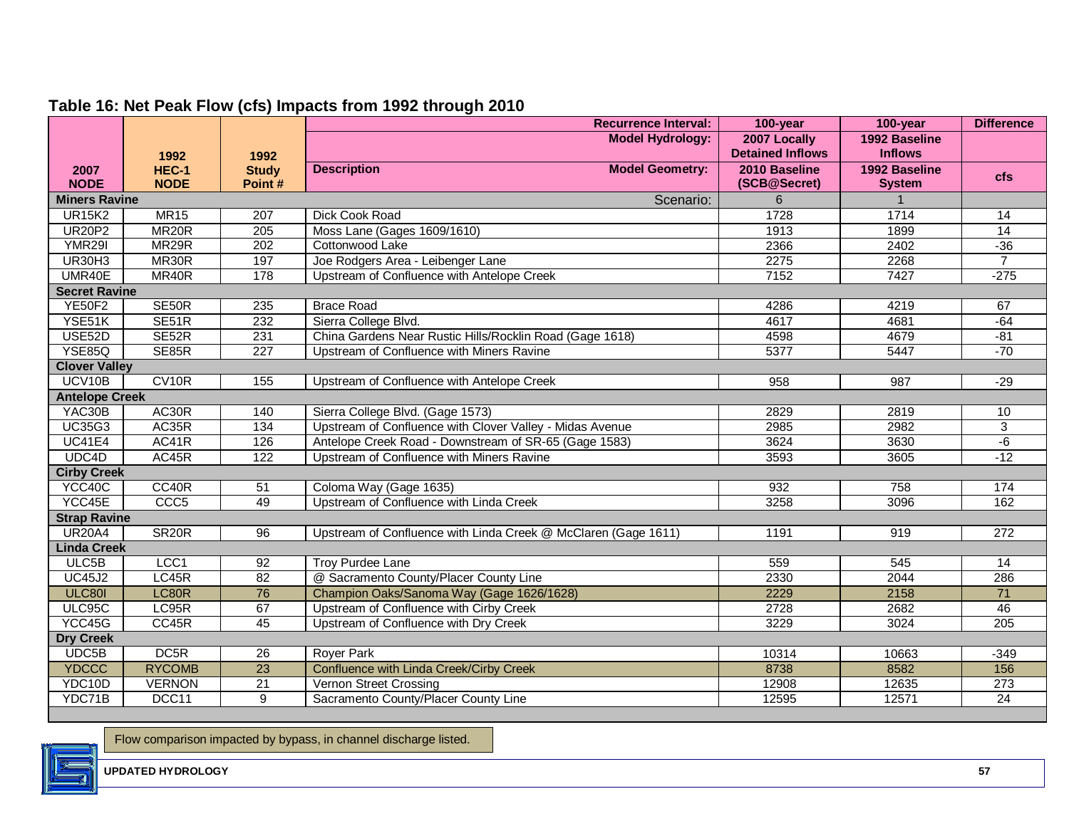## Table 16: Net Peak Flow (cfs) Impacts from 1992 through 2010

| 2007 NODE | 1992 HEC-1 NODE | 1992 Study Point # | Description / Recurrence Interval: / Model Hydrology: / Model Geometry: | 100-year / 2007 Locally Detained Inflows / 2010 Baseline (SCB@Secret) | 100-year / 1992 Baseline Inflows / 1992 Baseline System | Difference cfs |
|---|---|---|---|---|---|---|
| **Miners Ravine** | | | Scenario: | 6 | 1 | |
| UR15K2 | MR15 | 207 | Dick Cook Road | 1728 | 1714 | 14 |
| UR20P2 | MR20R | 205 | Moss Lane (Gages 1609/1610) | 1913 | 1899 | 14 |
| YMR29I | MR29R | 202 | Cottonwood Lake | 2366 | 2402 | -36 |
| UR30H3 | MR30R | 197 | Joe Rodgers Area - Leibenger Lane | 2275 | 2268 | 7 |
| UMR40E | MR40R | 178 | Upstream of Confluence with Antelope Creek | 7152 | 7427 | -275 |
| **Secret Ravine** | | | | | | |
| YE50F2 | SE50R | 235 | Brace Road | 4286 | 4219 | 67 |
| YSE51K | SE51R | 232 | Sierra College Blvd. | 4617 | 4681 | -64 |
| USE52D | SE52R | 231 | China Gardens Near Rustic Hills/Rocklin Road (Gage 1618) | 4598 | 4679 | -81 |
| YSE85Q | SE85R | 227 | Upstream of Confluence with Miners Ravine | 5377 | 5447 | -70 |
| **Clover Valley** | | | | | | |
| UCV10B | CV10R | 155 | Upstream of Confluence with Antelope Creek | 958 | 987 | -29 |
| **Antelope Creek** | | | | | | |
| YAC30B | AC30R | 140 | Sierra College Blvd. (Gage 1573) | 2829 | 2819 | 10 |
| UC35G3 | AC35R | 134 | Upstream of Confluence with Clover Valley - Midas Avenue | 2985 | 2982 | 3 |
| UC41E4 | AC41R | 126 | Antelope Creek Road - Downstream of SR-65 (Gage 1583) | 3624 | 3630 | -6 |
| UDC4D | AC45R | 122 | Upstream of Confluence with Miners Ravine | 3593 | 3605 | -12 |
| **Cirby Creek** | | | | | | |
| YCC40C | CC40R | 51 | Coloma Way (Gage 1635) | 932 | 758 | 174 |
| YCC45E | CCC5 | 49 | Upstream of Confluence with Linda Creek | 3258 | 3096 | 162 |
| **Strap Ravine** | | | | | | |
| UR20A4 | SR20R | 96 | Upstream of Confluence with Linda Creek @ McClaren (Gage 1611) | 1191 | 919 | 272 |
| **Linda Creek** | | | | | | |
| ULC5B | LCC1 | 92 | Troy Purdee Lane | 559 | 545 | 14 |
| UC45J2 | LC45R | 82 | @ Sacramento County/Placer County Line | 2330 | 2044 | 286 |
| ULC80I | LC80R | 76 | Champion Oaks/Sanoma Way (Gage 1626/1628) | 2229 | 2158 | 71 |
| ULC95C | LC95R | 67 | Upstream of Confluence with Cirby Creek | 2728 | 2682 | 46 |
| YCC45G | CC45R | 45 | Upstream of Confluence with Dry Creek | 3229 | 3024 | 205 |
| **Dry Creek** | | | | | | |
| UDC5B | DC5R | 26 | Royer Park | 10314 | 10663 | -349 |
| YDCCC | RYCOMB | 23 | Confluence with Linda Creek/Cirby Creek | 8738 | 8582 | 156 |
| YDC10D | VERNON | 21 | Vernon Street Crossing | 12908 | 12635 | 273 |
| YDC71B | DCC11 | 9 | Sacramento County/Placer County Line | 12595 | 12571 | 24 |

Flow comparison impacted by bypass, in channel discharge listed.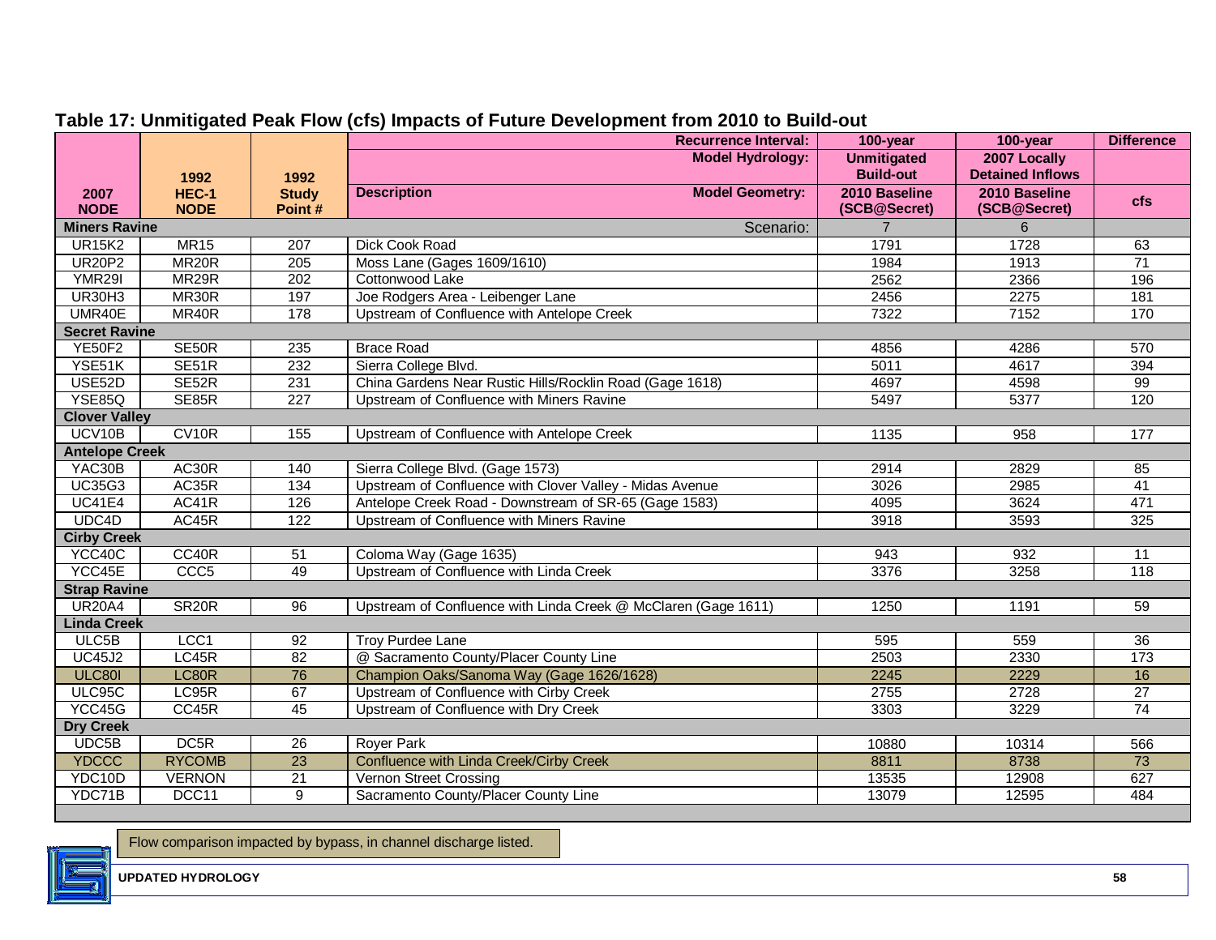### Table 17: Unmitigated Peak Flow (cfs) Impacts of Future Development from 2010 to Build-out

| 2007 NODE | 1992 HEC-1 NODE | 1992 Study Point # | Description | Recurrence Interval: / Model Hydrology: / Model Geometry: | 100-year Unmitigated Build-out 2010 Baseline (SCB@Secret) | 100-year 2007 Locally Detained Inflows 2010 Baseline (SCB@Secret) | Difference cfs |
|---|---|---|---|---|---|---|---|
| **Miners Ravine** | | | | Scenario: | 7 | 6 | |
| UR15K2 | MR15 | 207 | Dick Cook Road | | 1791 | 1728 | 63 |
| UR20P2 | MR20R | 205 | Moss Lane (Gages 1609/1610) | | 1984 | 1913 | 71 |
| YMR29I | MR29R | 202 | Cottonwood Lake | | 2562 | 2366 | 196 |
| UR30H3 | MR30R | 197 | Joe Rodgers Area - Leibenger Lane | | 2456 | 2275 | 181 |
| UMR40E | MR40R | 178 | Upstream of Confluence with Antelope Creek | | 7322 | 7152 | 170 |
| **Secret Ravine** | | | | | | | |
| YE50F2 | SE50R | 235 | Brace Road | | 4856 | 4286 | 570 |
| YSE51K | SE51R | 232 | Sierra College Blvd. | | 5011 | 4617 | 394 |
| USE52D | SE52R | 231 | China Gardens Near Rustic Hills/Rocklin Road (Gage 1618) | | 4697 | 4598 | 99 |
| YSE85Q | SE85R | 227 | Upstream of Confluence with Miners Ravine | | 5497 | 5377 | 120 |
| **Clover Valley** | | | | | | | |
| UCV10B | CV10R | 155 | Upstream of Confluence with Antelope Creek | | 1135 | 958 | 177 |
| **Antelope Creek** | | | | | | | |
| YAC30B | AC30R | 140 | Sierra College Blvd. (Gage 1573) | | 2914 | 2829 | 85 |
| UC35G3 | AC35R | 134 | Upstream of Confluence with Clover Valley - Midas Avenue | | 3026 | 2985 | 41 |
| UC41E4 | AC41R | 126 | Antelope Creek Road - Downstream of SR-65 (Gage 1583) | | 4095 | 3624 | 471 |
| UDC4D | AC45R | 122 | Upstream of Confluence with Miners Ravine | | 3918 | 3593 | 325 |
| **Cirby Creek** | | | | | | | |
| YCC40C | CC40R | 51 | Coloma Way (Gage 1635) | | 943 | 932 | 11 |
| YCC45E | CCC5 | 49 | Upstream of Confluence with Linda Creek | | 3376 | 3258 | 118 |
| **Strap Ravine** | | | | | | | |
| UR20A4 | SR20R | 96 | Upstream of Confluence with Linda Creek @ McClaren (Gage 1611) | | 1250 | 1191 | 59 |
| **Linda Creek** | | | | | | | |
| ULC5B | LCC1 | 92 | Troy Purdee Lane | | 595 | 559 | 36 |
| UC45J2 | LC45R | 82 | @ Sacramento County/Placer County Line | | 2503 | 2330 | 173 |
| ULC80I | LC80R | 76 | Champion Oaks/Sanoma Way (Gage 1626/1628) | | 2245 | 2229 | 16 |
| ULC95C | LC95R | 67 | Upstream of Confluence with Cirby Creek | | 2755 | 2728 | 27 |
| YCC45G | CC45R | 45 | Upstream of Confluence with Dry Creek | | 3303 | 3229 | 74 |
| **Dry Creek** | | | | | | | |
| UDC5B | DC5R | 26 | Royer Park | | 10880 | 10314 | 566 |
| YDCCC | RYCOMB | 23 | Confluence with Linda Creek/Cirby Creek | | 8811 | 8738 | 73 |
| YDC10D | VERNON | 21 | Vernon Street Crossing | | 13535 | 12908 | 627 |
| YDC71B | DCC11 | 9 | Sacramento County/Placer County Line | | 13079 | 12595 | 484 |

Flow comparison impacted by bypass, in channel discharge listed.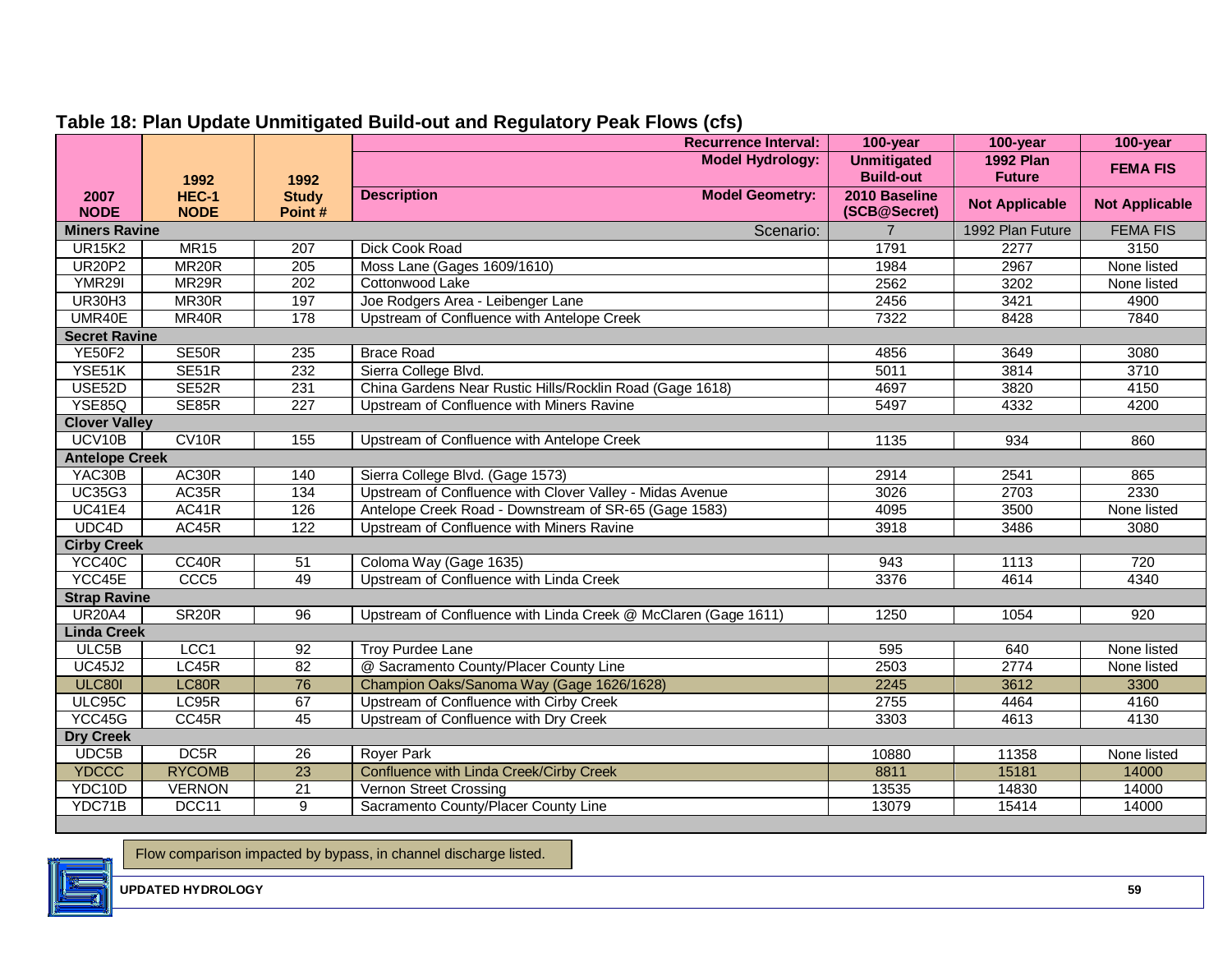## Table 18: Plan Update Unmitigated Build-out and Regulatory Peak Flows (cfs)

| 2007 NODE | 1992 HEC-1 NODE | 1992 Study Point # | Description | 100-year Unmitigated Build-out 2010 Baseline (SCB@Secret) | 100-year 1992 Plan Future Not Applicable | 100-year FEMA FIS Not Applicable |
|---|---|---|---|---|---|---|
| | | | Recurrence Interval: | 100-year | 100-year | 100-year |
| | | | Model Hydrology: | Unmitigated Build-out | 1992 Plan Future | FEMA FIS |
| | | | Model Geometry: | 2010 Baseline (SCB@Secret) | Not Applicable | Not Applicable |
| **Miners Ravine** | | | Scenario: | 7 | 1992 Plan Future | FEMA FIS |
| UR15K2 | MR15 | 207 | Dick Cook Road | 1791 | 2277 | 3150 |
| UR20P2 | MR20R | 205 | Moss Lane (Gages 1609/1610) | 1984 | 2967 | None listed |
| YMR29I | MR29R | 202 | Cottonwood Lake | 2562 | 3202 | None listed |
| UR30H3 | MR30R | 197 | Joe Rodgers Area - Leibenger Lane | 2456 | 3421 | 4900 |
| UMR40E | MR40R | 178 | Upstream of Confluence with Antelope Creek | 7322 | 8428 | 7840 |
| **Secret Ravine** | | | | | | |
| YE50F2 | SE50R | 235 | Brace Road | 4856 | 3649 | 3080 |
| YSE51K | SE51R | 232 | Sierra College Blvd. | 5011 | 3814 | 3710 |
| USE52D | SE52R | 231 | China Gardens Near Rustic Hills/Rocklin Road (Gage 1618) | 4697 | 3820 | 4150 |
| YSE85Q | SE85R | 227 | Upstream of Confluence with Miners Ravine | 5497 | 4332 | 4200 |
| **Clover Valley** | | | | | | |
| UCV10B | CV10R | 155 | Upstream of Confluence with Antelope Creek | 1135 | 934 | 860 |
| **Antelope Creek** | | | | | | |
| YAC30B | AC30R | 140 | Sierra College Blvd. (Gage 1573) | 2914 | 2541 | 865 |
| UC35G3 | AC35R | 134 | Upstream of Confluence with Clover Valley - Midas Avenue | 3026 | 2703 | 2330 |
| UC41E4 | AC41R | 126 | Antelope Creek Road - Downstream of SR-65 (Gage 1583) | 4095 | 3500 | None listed |
| UDC4D | AC45R | 122 | Upstream of Confluence with Miners Ravine | 3918 | 3486 | 3080 |
| **Cirby Creek** | | | | | | |
| YCC40C | CC40R | 51 | Coloma Way (Gage 1635) | 943 | 1113 | 720 |
| YCC45E | CCC5 | 49 | Upstream of Confluence with Linda Creek | 3376 | 4614 | 4340 |
| **Strap Ravine** | | | | | | |
| UR20A4 | SR20R | 96 | Upstream of Confluence with Linda Creek @ McClaren (Gage 1611) | 1250 | 1054 | 920 |
| **Linda Creek** | | | | | | |
| ULC5B | LCC1 | 92 | Troy Purdee Lane | 595 | 640 | None listed |
| UC45J2 | LC45R | 82 | @ Sacramento County/Placer County Line | 2503 | 2774 | None listed |
| ULC80I | LC80R | 76 | Champion Oaks/Sanoma Way (Gage 1626/1628) | 2245 | 3612 | 3300 |
| ULC95C | LC95R | 67 | Upstream of Confluence with Cirby Creek | 2755 | 4464 | 4160 |
| YCC45G | CC45R | 45 | Upstream of Confluence with Dry Creek | 3303 | 4613 | 4130 |
| **Dry Creek** | | | | | | |
| UDC5B | DC5R | 26 | Royer Park | 10880 | 11358 | None listed |
| YDCCC | RYCOMB | 23 | Confluence with Linda Creek/Cirby Creek | 8811 | 15181 | 14000 |
| YDC10D | VERNON | 21 | Vernon Street Crossing | 13535 | 14830 | 14000 |
| YDC71B | DCC11 | 9 | Sacramento County/Placer County Line | 13079 | 15414 | 14000 |

Flow comparison impacted by bypass, in channel discharge listed.